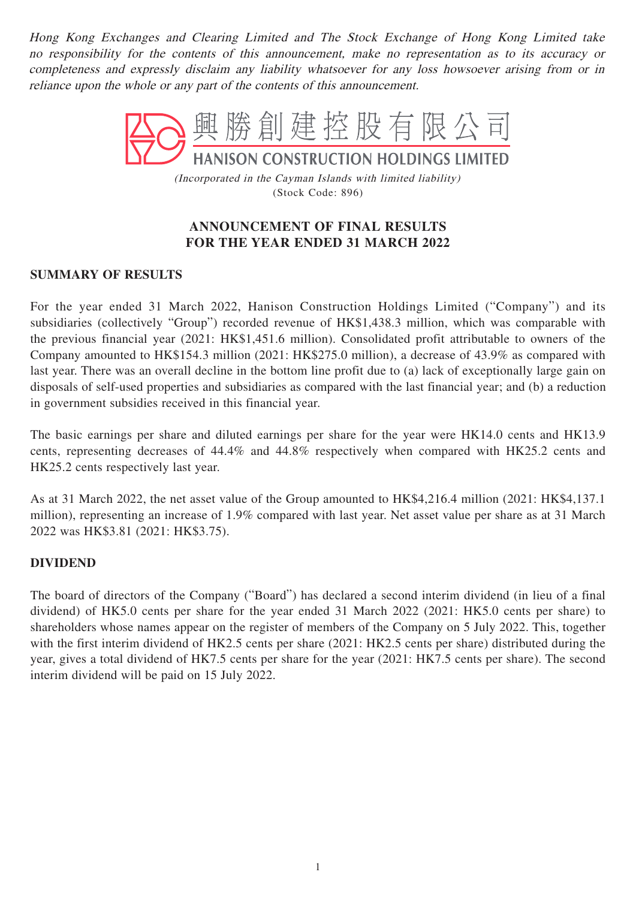*Hong Kong Exchanges and Clearing Limited and The Stock Exchange of Hong Kong Limited take no responsibility for the contents of this announcement, make no representation as to its accuracy or completeness and expressly disclaim any liability whatsoever for any loss howsoever arising from or in reliance upon the whole or any part of the contents of this announcement.*

# 興勝創建控股有限公司
# HANISON CONSTRUCTION HOLDINGS LIMITED

*(Incorporated in the Cayman Islands with limited liability)*
(Stock Code: 896)

## ANNOUNCEMENT OF FINAL RESULTS FOR THE YEAR ENDED 31 MARCH 2022

### SUMMARY OF RESULTS

For the year ended 31 March 2022, Hanison Construction Holdings Limited ("Company") and its subsidiaries (collectively "Group") recorded revenue of HK$1,438.3 million, which was comparable with the previous financial year (2021: HK$1,451.6 million). Consolidated profit attributable to owners of the Company amounted to HK$154.3 million (2021: HK$275.0 million), a decrease of 43.9% as compared with last year. There was an overall decline in the bottom line profit due to (a) lack of exceptionally large gain on disposals of self-used properties and subsidiaries as compared with the last financial year; and (b) a reduction in government subsidies received in this financial year.

The basic earnings per share and diluted earnings per share for the year were HK14.0 cents and HK13.9 cents, representing decreases of 44.4% and 44.8% respectively when compared with HK25.2 cents and HK25.2 cents respectively last year.

As at 31 March 2022, the net asset value of the Group amounted to HK$4,216.4 million (2021: HK$4,137.1 million), representing an increase of 1.9% compared with last year. Net asset value per share as at 31 March 2022 was HK$3.81 (2021: HK$3.75).

### DIVIDEND

The board of directors of the Company ("Board") has declared a second interim dividend (in lieu of a final dividend) of HK5.0 cents per share for the year ended 31 March 2022 (2021: HK5.0 cents per share) to shareholders whose names appear on the register of members of the Company on 5 July 2022. This, together with the first interim dividend of HK2.5 cents per share (2021: HK2.5 cents per share) distributed during the year, gives a total dividend of HK7.5 cents per share for the year (2021: HK7.5 cents per share). The second interim dividend will be paid on 15 July 2022.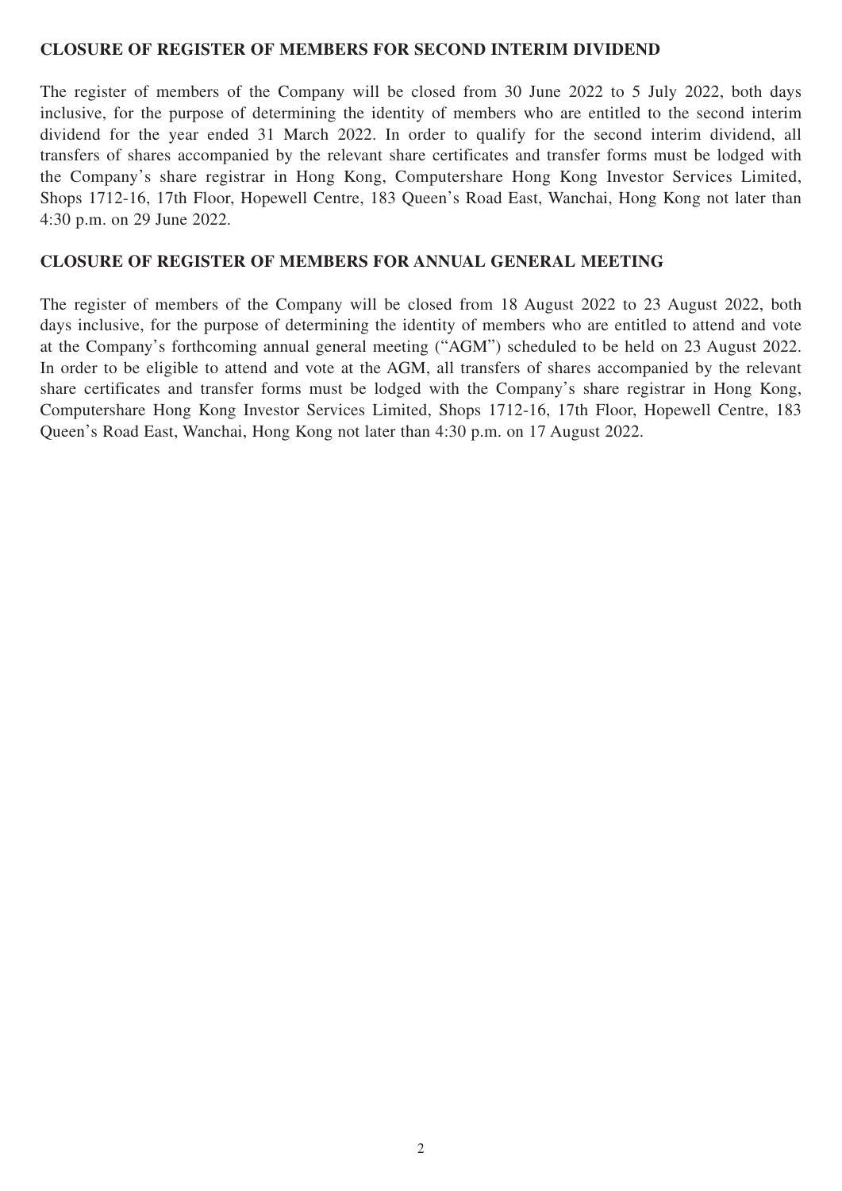## CLOSURE OF REGISTER OF MEMBERS FOR SECOND INTERIM DIVIDEND

The register of members of the Company will be closed from 30 June 2022 to 5 July 2022, both days inclusive, for the purpose of determining the identity of members who are entitled to the second interim dividend for the year ended 31 March 2022. In order to qualify for the second interim dividend, all transfers of shares accompanied by the relevant share certificates and transfer forms must be lodged with the Company's share registrar in Hong Kong, Computershare Hong Kong Investor Services Limited, Shops 1712-16, 17th Floor, Hopewell Centre, 183 Queen's Road East, Wanchai, Hong Kong not later than 4:30 p.m. on 29 June 2022.

## CLOSURE OF REGISTER OF MEMBERS FOR ANNUAL GENERAL MEETING

The register of members of the Company will be closed from 18 August 2022 to 23 August 2022, both days inclusive, for the purpose of determining the identity of members who are entitled to attend and vote at the Company's forthcoming annual general meeting ("AGM") scheduled to be held on 23 August 2022. In order to be eligible to attend and vote at the AGM, all transfers of shares accompanied by the relevant share certificates and transfer forms must be lodged with the Company's share registrar in Hong Kong, Computershare Hong Kong Investor Services Limited, Shops 1712-16, 17th Floor, Hopewell Centre, 183 Queen's Road East, Wanchai, Hong Kong not later than 4:30 p.m. on 17 August 2022.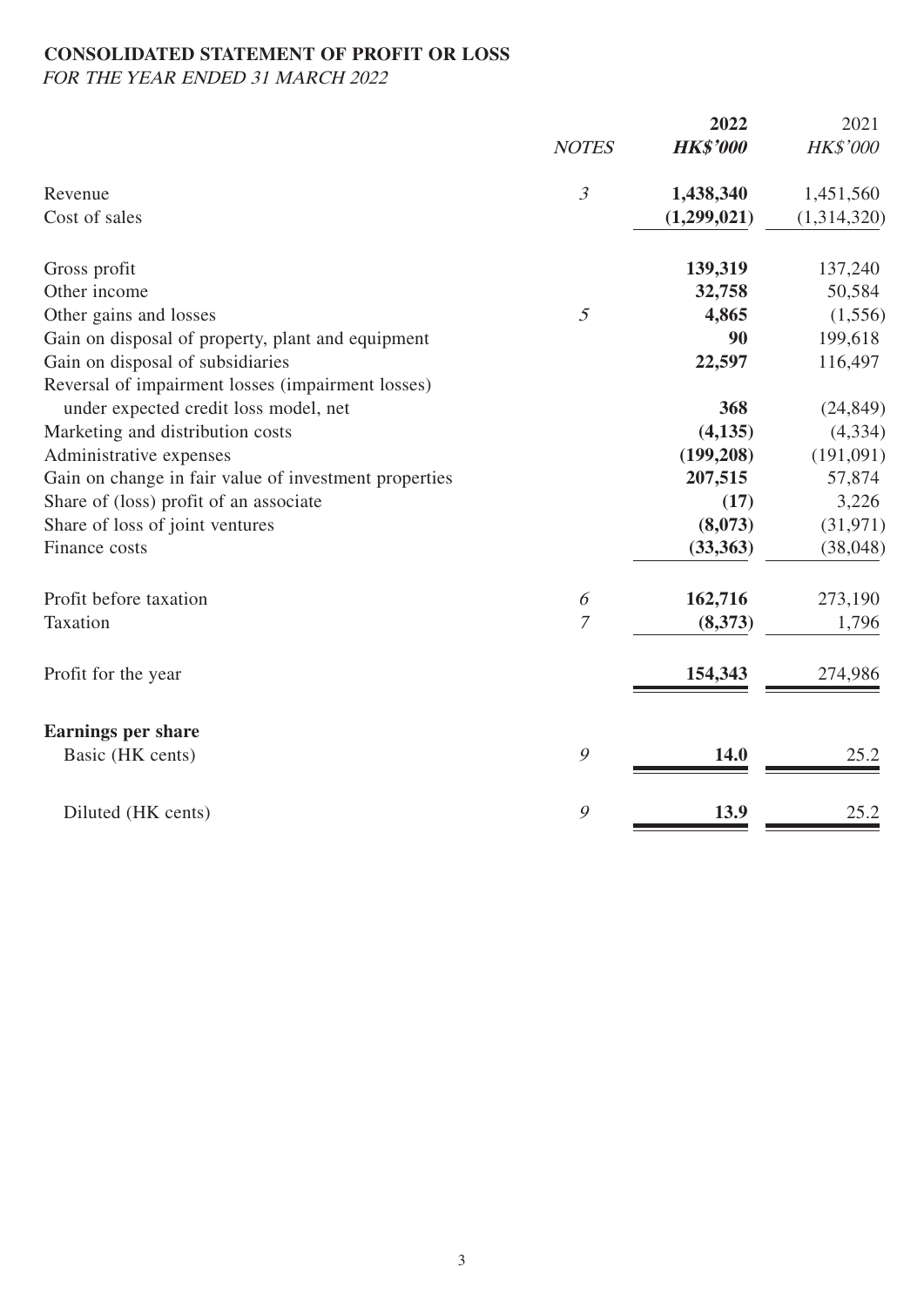**CONSOLIDATED STATEMENT OF PROFIT OR LOSS**

*FOR THE YEAR ENDED 31 MARCH 2022*

| | *NOTES* | **2022** | 2021 |
|---|---|---|---|
| | | ***HK$'000*** | *HK$'000* |
| Revenue | *3* | **1,438,340** | 1,451,560 |
| Cost of sales | | **(1,299,021)** | (1,314,320) |
| Gross profit | | **139,319** | 137,240 |
| Other income | | **32,758** | 50,584 |
| Other gains and losses | *5* | **4,865** | (1,556) |
| Gain on disposal of property, plant and equipment | | **90** | 199,618 |
| Gain on disposal of subsidiaries | | **22,597** | 116,497 |
| Reversal of impairment losses (impairment losses) under expected credit loss model, net | | **368** | (24,849) |
| Marketing and distribution costs | | **(4,135)** | (4,334) |
| Administrative expenses | | **(199,208)** | (191,091) |
| Gain on change in fair value of investment properties | | **207,515** | 57,874 |
| Share of (loss) profit of an associate | | **(17)** | 3,226 |
| Share of loss of joint ventures | | **(8,073)** | (31,971) |
| Finance costs | | **(33,363)** | (38,048) |
| Profit before taxation | *6* | **162,716** | 273,190 |
| Taxation | *7* | **(8,373)** | 1,796 |
| Profit for the year | | **154,343** | 274,986 |
| **Earnings per share** | | | |
| Basic (HK cents) | *9* | **14.0** | 25.2 |
| Diluted (HK cents) | *9* | **13.9** | 25.2 |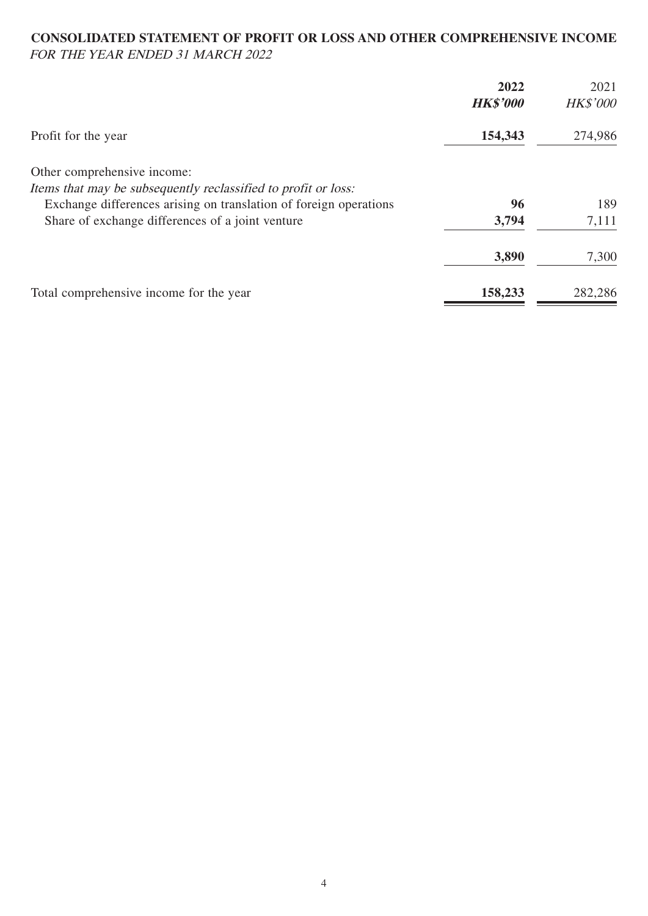## CONSOLIDATED STATEMENT OF PROFIT OR LOSS AND OTHER COMPREHENSIVE INCOME

*FOR THE YEAR ENDED 31 MARCH 2022*

| | **2022** | 2021 |
|---|---|---|
| | ***HK$'000*** | *HK$'000* |
| Profit for the year | **154,343** | 274,986 |
| Other comprehensive income: | | |
| *Items that may be subsequently reclassified to profit or loss:* | | |
| Exchange differences arising on translation of foreign operations | **96** | 189 |
| Share of exchange differences of a joint venture | **3,794** | 7,111 |
| | **3,890** | 7,300 |
| Total comprehensive income for the year | **158,233** | 282,286 |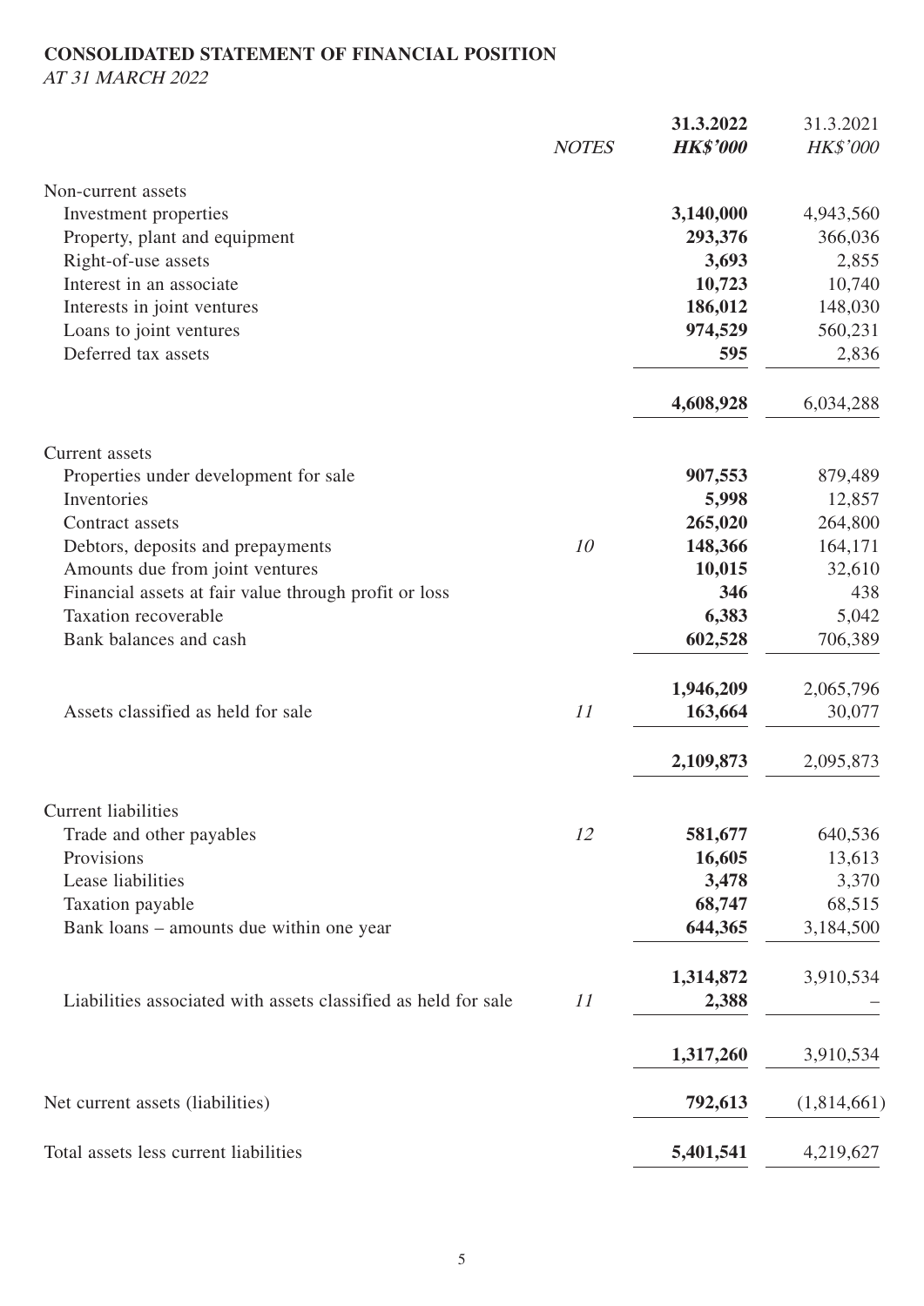**CONSOLIDATED STATEMENT OF FINANCIAL POSITION**

*AT 31 MARCH 2022*

| | *NOTES* | **31.3.2022** **HK$'000** | 31.3.2021 HK$'000 |
|---|---|---|---|
| Non-current assets | | | |
| Investment properties | | **3,140,000** | 4,943,560 |
| Property, plant and equipment | | **293,376** | 366,036 |
| Right-of-use assets | | **3,693** | 2,855 |
| Interest in an associate | | **10,723** | 10,740 |
| Interests in joint ventures | | **186,012** | 148,030 |
| Loans to joint ventures | | **974,529** | 560,231 |
| Deferred tax assets | | **595** | 2,836 |
| | | **4,608,928** | 6,034,288 |
| Current assets | | | |
| Properties under development for sale | | **907,553** | 879,489 |
| Inventories | | **5,998** | 12,857 |
| Contract assets | | **265,020** | 264,800 |
| Debtors, deposits and prepayments | *10* | **148,366** | 164,171 |
| Amounts due from joint ventures | | **10,015** | 32,610 |
| Financial assets at fair value through profit or loss | | **346** | 438 |
| Taxation recoverable | | **6,383** | 5,042 |
| Bank balances and cash | | **602,528** | 706,389 |
| | | **1,946,209** | 2,065,796 |
| Assets classified as held for sale | *11* | **163,664** | 30,077 |
| | | **2,109,873** | 2,095,873 |
| Current liabilities | | | |
| Trade and other payables | *12* | **581,677** | 640,536 |
| Provisions | | **16,605** | 13,613 |
| Lease liabilities | | **3,478** | 3,370 |
| Taxation payable | | **68,747** | 68,515 |
| Bank loans – amounts due within one year | | **644,365** | 3,184,500 |
| | | **1,314,872** | 3,910,534 |
| Liabilities associated with assets classified as held for sale | *11* | **2,388** | – |
| | | **1,317,260** | 3,910,534 |
| Net current assets (liabilities) | | **792,613** | (1,814,661) |
| Total assets less current liabilities | | **5,401,541** | 4,219,627 |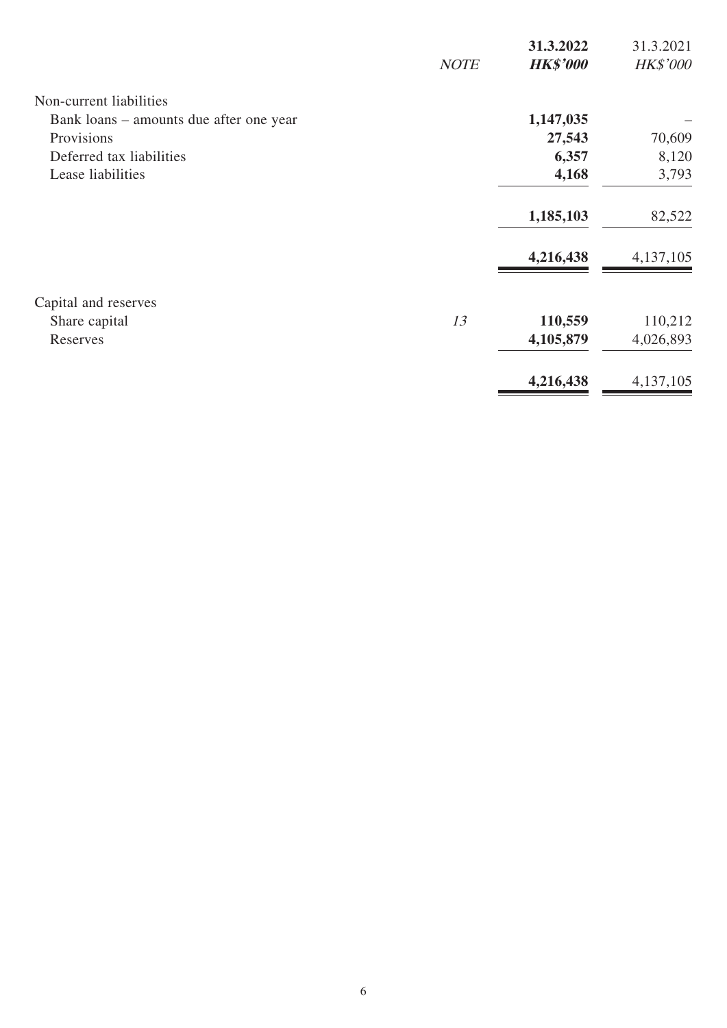| | NOTE | 31.3.2022 HK$'000 | 31.3.2021 HK$'000 |
|---|---|---|---|
| Non-current liabilities | | | |
| Bank loans – amounts due after one year | | **1,147,035** | – |
| Provisions | | **27,543** | 70,609 |
| Deferred tax liabilities | | **6,357** | 8,120 |
| Lease liabilities | | **4,168** | 3,793 |
| | | **1,185,103** | 82,522 |
| | | **4,216,438** | 4,137,105 |
| Capital and reserves | | | |
| Share capital | *13* | **110,559** | 110,212 |
| Reserves | | **4,105,879** | 4,026,893 |
| | | **4,216,438** | 4,137,105 |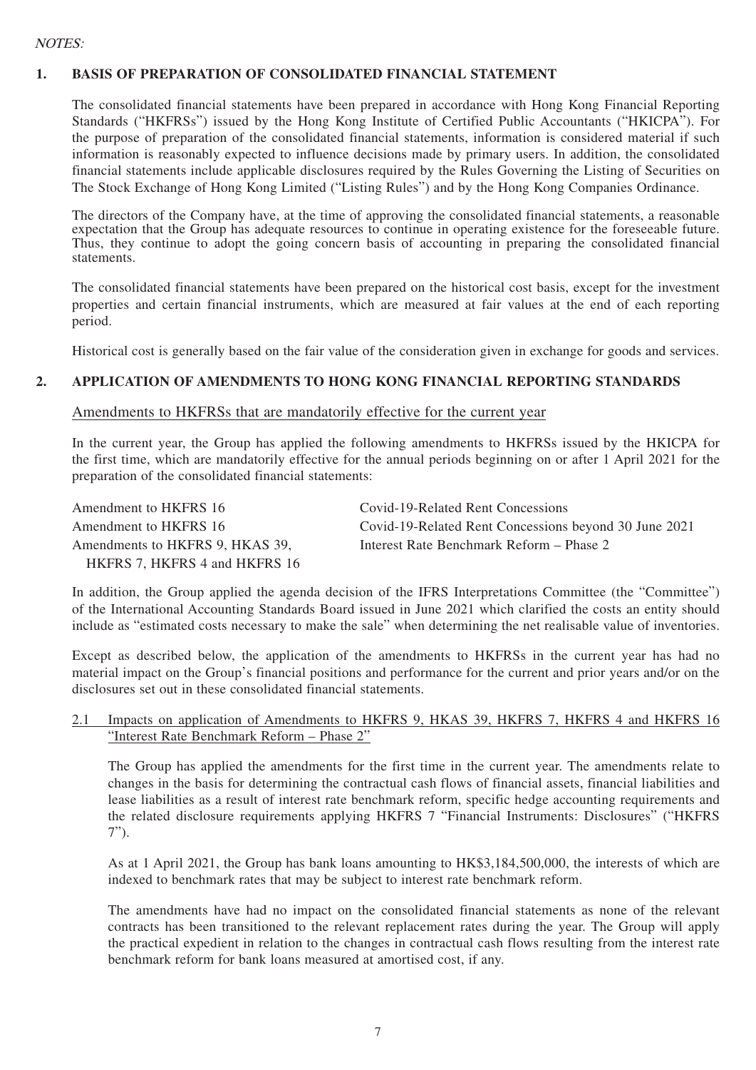*NOTES:*

## 1. BASIS OF PREPARATION OF CONSOLIDATED FINANCIAL STATEMENT

The consolidated financial statements have been prepared in accordance with Hong Kong Financial Reporting Standards ("HKFRSs") issued by the Hong Kong Institute of Certified Public Accountants ("HKICPA"). For the purpose of preparation of the consolidated financial statements, information is considered material if such information is reasonably expected to influence decisions made by primary users. In addition, the consolidated financial statements include applicable disclosures required by the Rules Governing the Listing of Securities on The Stock Exchange of Hong Kong Limited ("Listing Rules") and by the Hong Kong Companies Ordinance.

The directors of the Company have, at the time of approving the consolidated financial statements, a reasonable expectation that the Group has adequate resources to continue in operating existence for the foreseeable future. Thus, they continue to adopt the going concern basis of accounting in preparing the consolidated financial statements.

The consolidated financial statements have been prepared on the historical cost basis, except for the investment properties and certain financial instruments, which are measured at fair values at the end of each reporting period.

Historical cost is generally based on the fair value of the consideration given in exchange for goods and services.

## 2. APPLICATION OF AMENDMENTS TO HONG KONG FINANCIAL REPORTING STANDARDS

### Amendments to HKFRSs that are mandatorily effective for the current year

In the current year, the Group has applied the following amendments to HKFRSs issued by the HKICPA for the first time, which are mandatorily effective for the annual periods beginning on or after 1 April 2021 for the preparation of the consolidated financial statements:

| | |
|---|---|
| Amendment to HKFRS 16 | Covid-19-Related Rent Concessions |
| Amendment to HKFRS 16 | Covid-19-Related Rent Concessions beyond 30 June 2021 |
| Amendments to HKFRS 9, HKAS 39, HKFRS 7, HKFRS 4 and HKFRS 16 | Interest Rate Benchmark Reform – Phase 2 |

In addition, the Group applied the agenda decision of the IFRS Interpretations Committee (the "Committee") of the International Accounting Standards Board issued in June 2021 which clarified the costs an entity should include as "estimated costs necessary to make the sale" when determining the net realisable value of inventories.

Except as described below, the application of the amendments to HKFRSs in the current year has had no material impact on the Group's financial positions and performance for the current and prior years and/or on the disclosures set out in these consolidated financial statements.

### 2.1 Impacts on application of Amendments to HKFRS 9, HKAS 39, HKFRS 7, HKFRS 4 and HKFRS 16 "Interest Rate Benchmark Reform – Phase 2"

The Group has applied the amendments for the first time in the current year. The amendments relate to changes in the basis for determining the contractual cash flows of financial assets, financial liabilities and lease liabilities as a result of interest rate benchmark reform, specific hedge accounting requirements and the related disclosure requirements applying HKFRS 7 "Financial Instruments: Disclosures" ("HKFRS 7").

As at 1 April 2021, the Group has bank loans amounting to HK$3,184,500,000, the interests of which are indexed to benchmark rates that may be subject to interest rate benchmark reform.

The amendments have had no impact on the consolidated financial statements as none of the relevant contracts has been transitioned to the relevant replacement rates during the year. The Group will apply the practical expedient in relation to the changes in contractual cash flows resulting from the interest rate benchmark reform for bank loans measured at amortised cost, if any.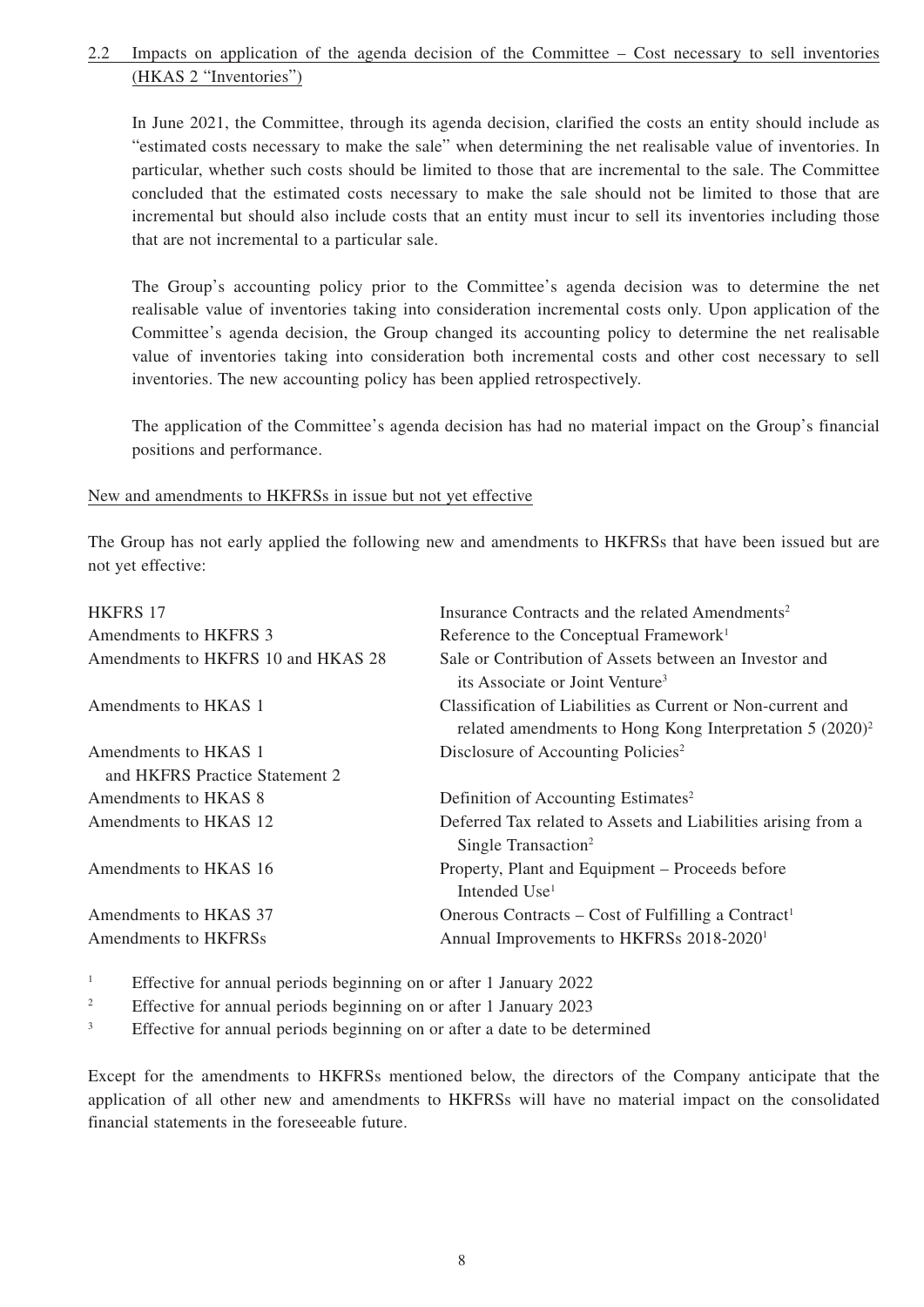## 2.2 Impacts on application of the agenda decision of the Committee – Cost necessary to sell inventories (HKAS 2 "Inventories")

In June 2021, the Committee, through its agenda decision, clarified the costs an entity should include as "estimated costs necessary to make the sale" when determining the net realisable value of inventories. In particular, whether such costs should be limited to those that are incremental to the sale. The Committee concluded that the estimated costs necessary to make the sale should not be limited to those that are incremental but should also include costs that an entity must incur to sell its inventories including those that are not incremental to a particular sale.

The Group's accounting policy prior to the Committee's agenda decision was to determine the net realisable value of inventories taking into consideration incremental costs only. Upon application of the Committee's agenda decision, the Group changed its accounting policy to determine the net realisable value of inventories taking into consideration both incremental costs and other cost necessary to sell inventories. The new accounting policy has been applied retrospectively.

The application of the Committee's agenda decision has had no material impact on the Group's financial positions and performance.

### New and amendments to HKFRSs in issue but not yet effective

The Group has not early applied the following new and amendments to HKFRSs that have been issued but are not yet effective:

| | |
|---|---|
| HKFRS 17 | Insurance Contracts and the related Amendments[2] |
| Amendments to HKFRS 3 | Reference to the Conceptual Framework[1] |
| Amendments to HKFRS 10 and HKAS 28 | Sale or Contribution of Assets between an Investor and its Associate or Joint Venture[3] |
| Amendments to HKAS 1 | Classification of Liabilities as Current or Non-current and related amendments to Hong Kong Interpretation 5 (2020)[2] |
| Amendments to HKAS 1 and HKFRS Practice Statement 2 | Disclosure of Accounting Policies[2] |
| Amendments to HKAS 8 | Definition of Accounting Estimates[2] |
| Amendments to HKAS 12 | Deferred Tax related to Assets and Liabilities arising from a Single Transaction[2] |
| Amendments to HKAS 16 | Property, Plant and Equipment – Proceeds before Intended Use[1] |
| Amendments to HKAS 37 | Onerous Contracts – Cost of Fulfilling a Contract[1] |
| Amendments to HKFRSs | Annual Improvements to HKFRSs 2018-2020[1] |

[1] Effective for annual periods beginning on or after 1 January 2022

[2] Effective for annual periods beginning on or after 1 January 2023

[3] Effective for annual periods beginning on or after a date to be determined

Except for the amendments to HKFRSs mentioned below, the directors of the Company anticipate that the application of all other new and amendments to HKFRSs will have no material impact on the consolidated financial statements in the foreseeable future.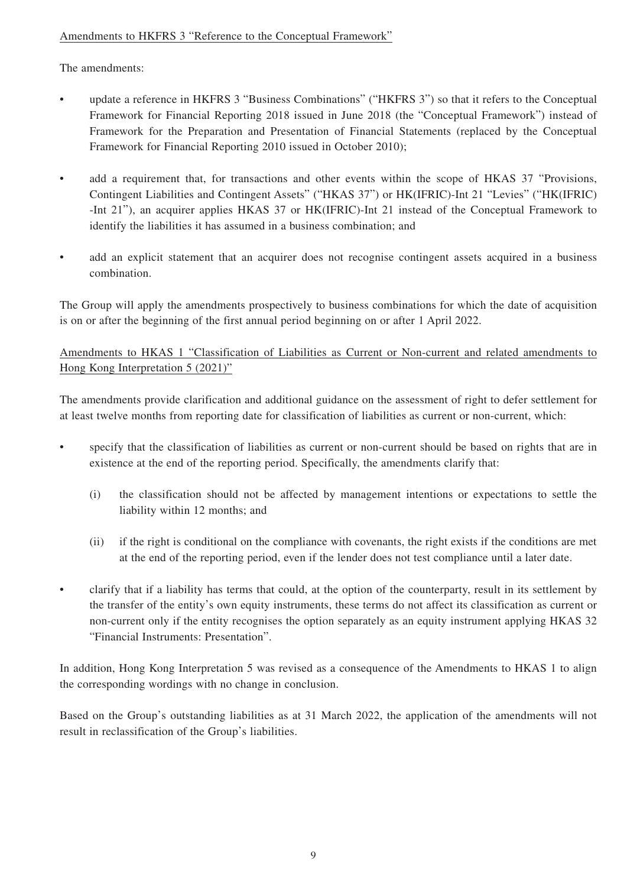Amendments to HKFRS 3 "Reference to the Conceptual Framework"

The amendments:

- update a reference in HKFRS 3 "Business Combinations" ("HKFRS 3") so that it refers to the Conceptual Framework for Financial Reporting 2018 issued in June 2018 (the "Conceptual Framework") instead of Framework for the Preparation and Presentation of Financial Statements (replaced by the Conceptual Framework for Financial Reporting 2010 issued in October 2010);

- add a requirement that, for transactions and other events within the scope of HKAS 37 "Provisions, Contingent Liabilities and Contingent Assets" ("HKAS 37") or HK(IFRIC)-Int 21 "Levies" ("HK(IFRIC) -Int 21"), an acquirer applies HKAS 37 or HK(IFRIC)-Int 21 instead of the Conceptual Framework to identify the liabilities it has assumed in a business combination; and

- add an explicit statement that an acquirer does not recognise contingent assets acquired in a business combination.

The Group will apply the amendments prospectively to business combinations for which the date of acquisition is on or after the beginning of the first annual period beginning on or after 1 April 2022.

Amendments to HKAS 1 "Classification of Liabilities as Current or Non-current and related amendments to Hong Kong Interpretation 5 (2021)"

The amendments provide clarification and additional guidance on the assessment of right to defer settlement for at least twelve months from reporting date for classification of liabilities as current or non-current, which:

- specify that the classification of liabilities as current or non-current should be based on rights that are in existence at the end of the reporting period. Specifically, the amendments clarify that:

  (i) the classification should not be affected by management intentions or expectations to settle the liability within 12 months; and

  (ii) if the right is conditional on the compliance with covenants, the right exists if the conditions are met at the end of the reporting period, even if the lender does not test compliance until a later date.

- clarify that if a liability has terms that could, at the option of the counterparty, result in its settlement by the transfer of the entity's own equity instruments, these terms do not affect its classification as current or non-current only if the entity recognises the option separately as an equity instrument applying HKAS 32 "Financial Instruments: Presentation".

In addition, Hong Kong Interpretation 5 was revised as a consequence of the Amendments to HKAS 1 to align the corresponding wordings with no change in conclusion.

Based on the Group's outstanding liabilities as at 31 March 2022, the application of the amendments will not result in reclassification of the Group's liabilities.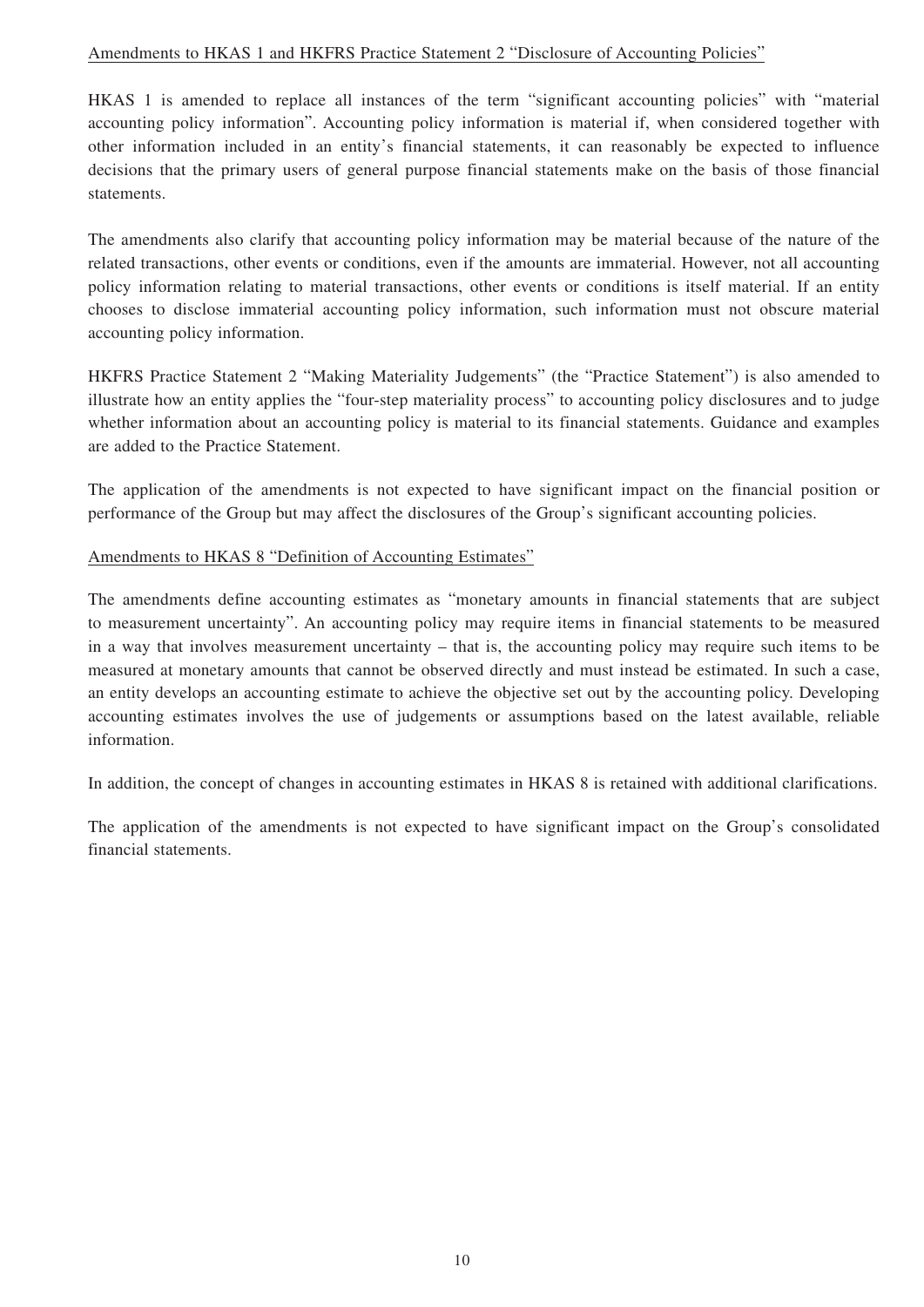Amendments to HKAS 1 and HKFRS Practice Statement 2 "Disclosure of Accounting Policies"

HKAS 1 is amended to replace all instances of the term "significant accounting policies" with "material accounting policy information". Accounting policy information is material if, when considered together with other information included in an entity's financial statements, it can reasonably be expected to influence decisions that the primary users of general purpose financial statements make on the basis of those financial statements.

The amendments also clarify that accounting policy information may be material because of the nature of the related transactions, other events or conditions, even if the amounts are immaterial. However, not all accounting policy information relating to material transactions, other events or conditions is itself material. If an entity chooses to disclose immaterial accounting policy information, such information must not obscure material accounting policy information.

HKFRS Practice Statement 2 "Making Materiality Judgements" (the "Practice Statement") is also amended to illustrate how an entity applies the "four-step materiality process" to accounting policy disclosures and to judge whether information about an accounting policy is material to its financial statements. Guidance and examples are added to the Practice Statement.

The application of the amendments is not expected to have significant impact on the financial position or performance of the Group but may affect the disclosures of the Group's significant accounting policies.

Amendments to HKAS 8 "Definition of Accounting Estimates"

The amendments define accounting estimates as "monetary amounts in financial statements that are subject to measurement uncertainty". An accounting policy may require items in financial statements to be measured in a way that involves measurement uncertainty – that is, the accounting policy may require such items to be measured at monetary amounts that cannot be observed directly and must instead be estimated. In such a case, an entity develops an accounting estimate to achieve the objective set out by the accounting policy. Developing accounting estimates involves the use of judgements or assumptions based on the latest available, reliable information.

In addition, the concept of changes in accounting estimates in HKAS 8 is retained with additional clarifications.

The application of the amendments is not expected to have significant impact on the Group's consolidated financial statements.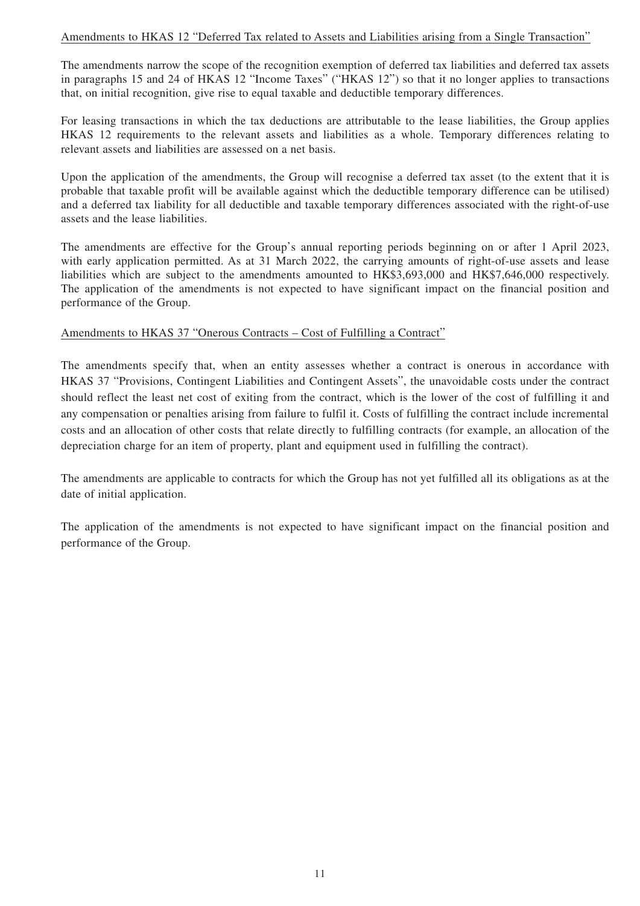Amendments to HKAS 12 "Deferred Tax related to Assets and Liabilities arising from a Single Transaction"

The amendments narrow the scope of the recognition exemption of deferred tax liabilities and deferred tax assets in paragraphs 15 and 24 of HKAS 12 "Income Taxes" ("HKAS 12") so that it no longer applies to transactions that, on initial recognition, give rise to equal taxable and deductible temporary differences.

For leasing transactions in which the tax deductions are attributable to the lease liabilities, the Group applies HKAS 12 requirements to the relevant assets and liabilities as a whole. Temporary differences relating to relevant assets and liabilities are assessed on a net basis.

Upon the application of the amendments, the Group will recognise a deferred tax asset (to the extent that it is probable that taxable profit will be available against which the deductible temporary difference can be utilised) and a deferred tax liability for all deductible and taxable temporary differences associated with the right-of-use assets and the lease liabilities.

The amendments are effective for the Group's annual reporting periods beginning on or after 1 April 2023, with early application permitted. As at 31 March 2022, the carrying amounts of right-of-use assets and lease liabilities which are subject to the amendments amounted to HK$3,693,000 and HK$7,646,000 respectively. The application of the amendments is not expected to have significant impact on the financial position and performance of the Group.

Amendments to HKAS 37 "Onerous Contracts – Cost of Fulfilling a Contract"

The amendments specify that, when an entity assesses whether a contract is onerous in accordance with HKAS 37 "Provisions, Contingent Liabilities and Contingent Assets", the unavoidable costs under the contract should reflect the least net cost of exiting from the contract, which is the lower of the cost of fulfilling it and any compensation or penalties arising from failure to fulfil it. Costs of fulfilling the contract include incremental costs and an allocation of other costs that relate directly to fulfilling contracts (for example, an allocation of the depreciation charge for an item of property, plant and equipment used in fulfilling the contract).

The amendments are applicable to contracts for which the Group has not yet fulfilled all its obligations as at the date of initial application.

The application of the amendments is not expected to have significant impact on the financial position and performance of the Group.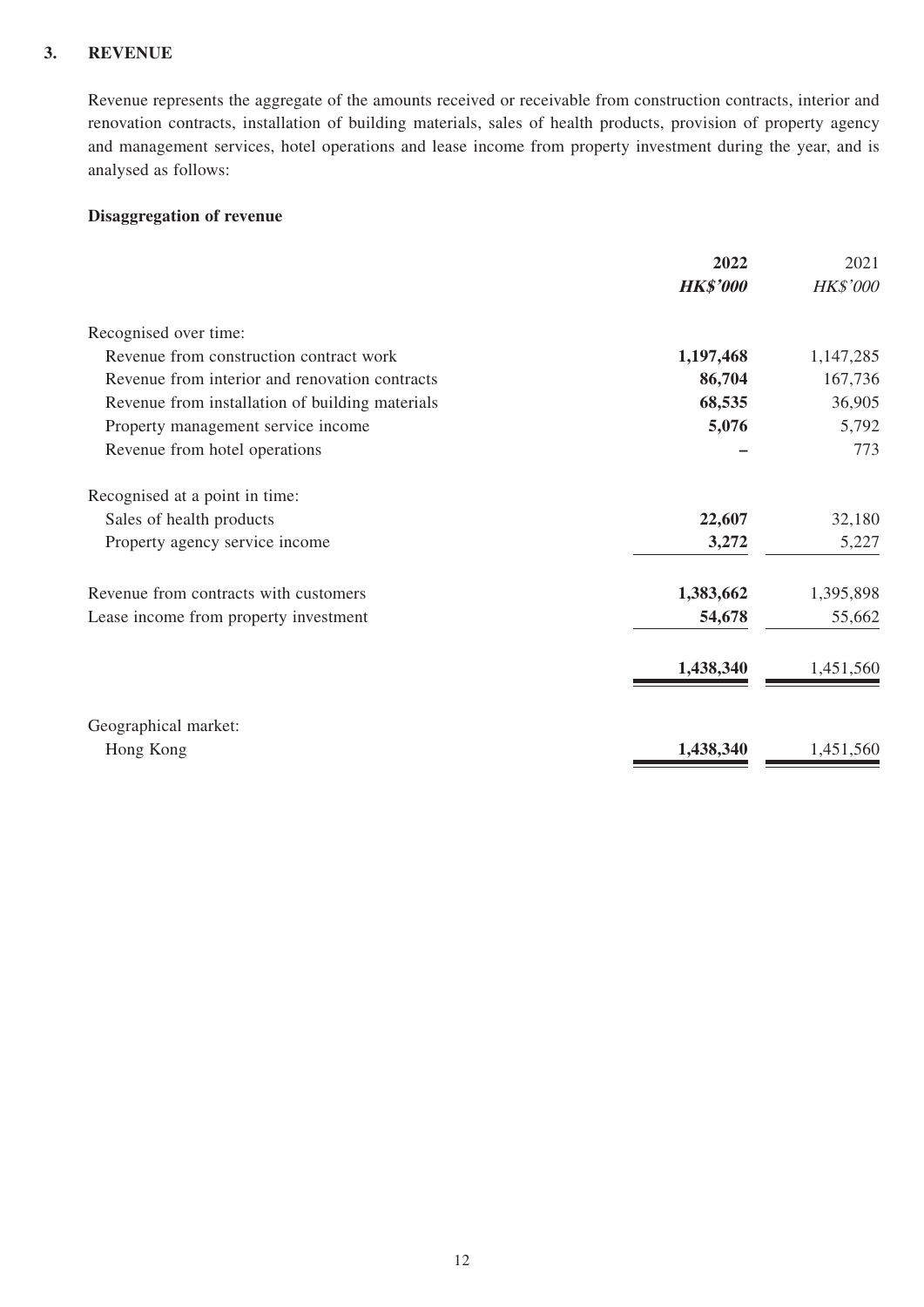## 3. REVENUE

Revenue represents the aggregate of the amounts received or receivable from construction contracts, interior and renovation contracts, installation of building materials, sales of health products, provision of property agency and management services, hotel operations and lease income from property investment during the year, and is analysed as follows:

### Disaggregation of revenue

| | **2022** | 2021 |
|---|---|---|
| | ***HK$'000*** | *HK$'000* |
| Recognised over time: | | |
| Revenue from construction contract work | **1,197,468** | 1,147,285 |
| Revenue from interior and renovation contracts | **86,704** | 167,736 |
| Revenue from installation of building materials | **68,535** | 36,905 |
| Property management service income | **5,076** | 5,792 |
| Revenue from hotel operations | **–** | 773 |
| Recognised at a point in time: | | |
| Sales of health products | **22,607** | 32,180 |
| Property agency service income | **3,272** | 5,227 |
| Revenue from contracts with customers | **1,383,662** | 1,395,898 |
| Lease income from property investment | **54,678** | 55,662 |
| | **1,438,340** | 1,451,560 |
| Geographical market: | | |
| Hong Kong | **1,438,340** | 1,451,560 |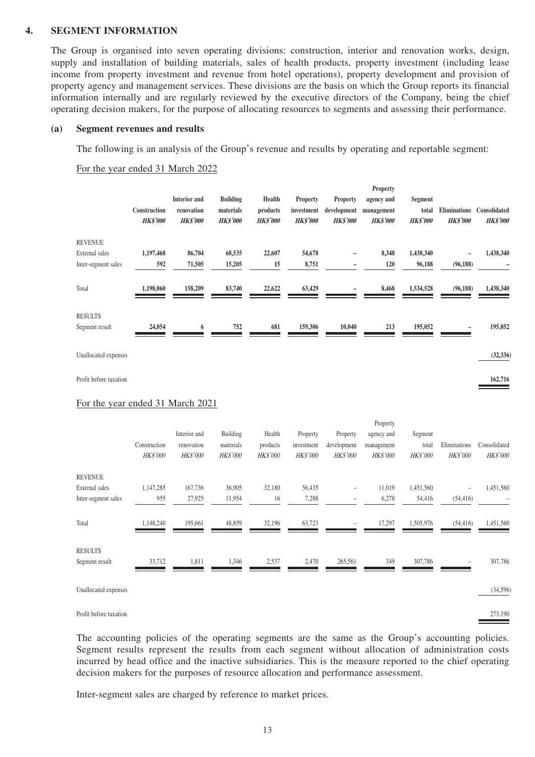## 4. SEGMENT INFORMATION

The Group is organised into seven operating divisions: construction, interior and renovation works, design, supply and installation of building materials, sales of health products, property investment (including lease income from property investment and revenue from hotel operations), property development and provision of property agency and management services. These divisions are the basis on which the Group reports its financial information internally and are regularly reviewed by the executive directors of the Company, being the chief operating decision makers, for the purpose of allocating resources to segments and assessing their performance.

### (a) Segment revenues and results

The following is an analysis of the Group's revenue and results by operating and reportable segment:

For the year ended 31 March 2022

| | **Construction** | **Interior and renovation** | **Building materials** | **Health products** | **Property investment** | **Property development** | **Property agency and management** | **Segment total** | **Eliminations** | **Consolidated** |
|---|---|---|---|---|---|---|---|---|---|---|
| | ***HK$'000*** | ***HK$'000*** | ***HK$'000*** | ***HK$'000*** | ***HK$'000*** | ***HK$'000*** | ***HK$'000*** | ***HK$'000*** | ***HK$'000*** | ***HK$'000*** |
| REVENUE | | | | | | | | | | |
| External sales | **1,197,468** | **86,704** | **68,535** | **22,607** | **54,678** | **–** | **8,348** | **1,438,340** | **–** | **1,438,340** |
| Inter-segment sales | **592** | **71,505** | **15,205** | **15** | **8,751** | **–** | **120** | **96,188** | **(96,188)** | **–** |
| Total | **1,198,060** | **158,209** | **83,740** | **22,622** | **63,429** | **–** | **8,468** | **1,534,528** | **(96,188)** | **1,438,340** |
| RESULTS | | | | | | | | | | |
| Segment result | **24,054** | **6** | **752** | **681** | **159,306** | **10,040** | **213** | **195,052** | **–** | **195,052** |
| Unallocated expenses | | | | | | | | | | **(32,336)** |
| Profit before taxation | | | | | | | | | | **162,716** |

For the year ended 31 March 2021

| | Construction | Interior and renovation | Building materials | Health products | Property investment | Property development | Property agency and management | Segment total | Eliminations | Consolidated |
|---|---|---|---|---|---|---|---|---|---|---|
| | *HK$'000* | *HK$'000* | *HK$'000* | *HK$'000* | *HK$'000* | *HK$'000* | *HK$'000* | *HK$'000* | *HK$'000* | *HK$'000* |
| REVENUE | | | | | | | | | | |
| External sales | 1,147,285 | 167,736 | 36,905 | 32,180 | 56,435 | – | 11,019 | 1,451,560 | – | 1,451,560 |
| Inter-segment sales | 955 | 27,925 | 11,954 | 16 | 7,288 | – | 6,278 | 54,416 | (54,416) | – |
| Total | 1,148,240 | 195,661 | 48,859 | 32,196 | 63,723 | – | 17,297 | 1,505,976 | (54,416) | 1,451,560 |
| RESULTS | | | | | | | | | | |
| Segment result | 33,712 | 1,811 | 1,346 | 2,537 | 2,470 | 265,561 | 349 | 307,786 | – | 307,786 |
| Unallocated expenses | | | | | | | | | | (34,596) |
| Profit before taxation | | | | | | | | | | 273,190 |

The accounting policies of the operating segments are the same as the Group's accounting policies. Segment results represent the results from each segment without allocation of administration costs incurred by head office and the inactive subsidiaries. This is the measure reported to the chief operating decision makers for the purposes of resource allocation and performance assessment.

Inter-segment sales are charged by reference to market prices.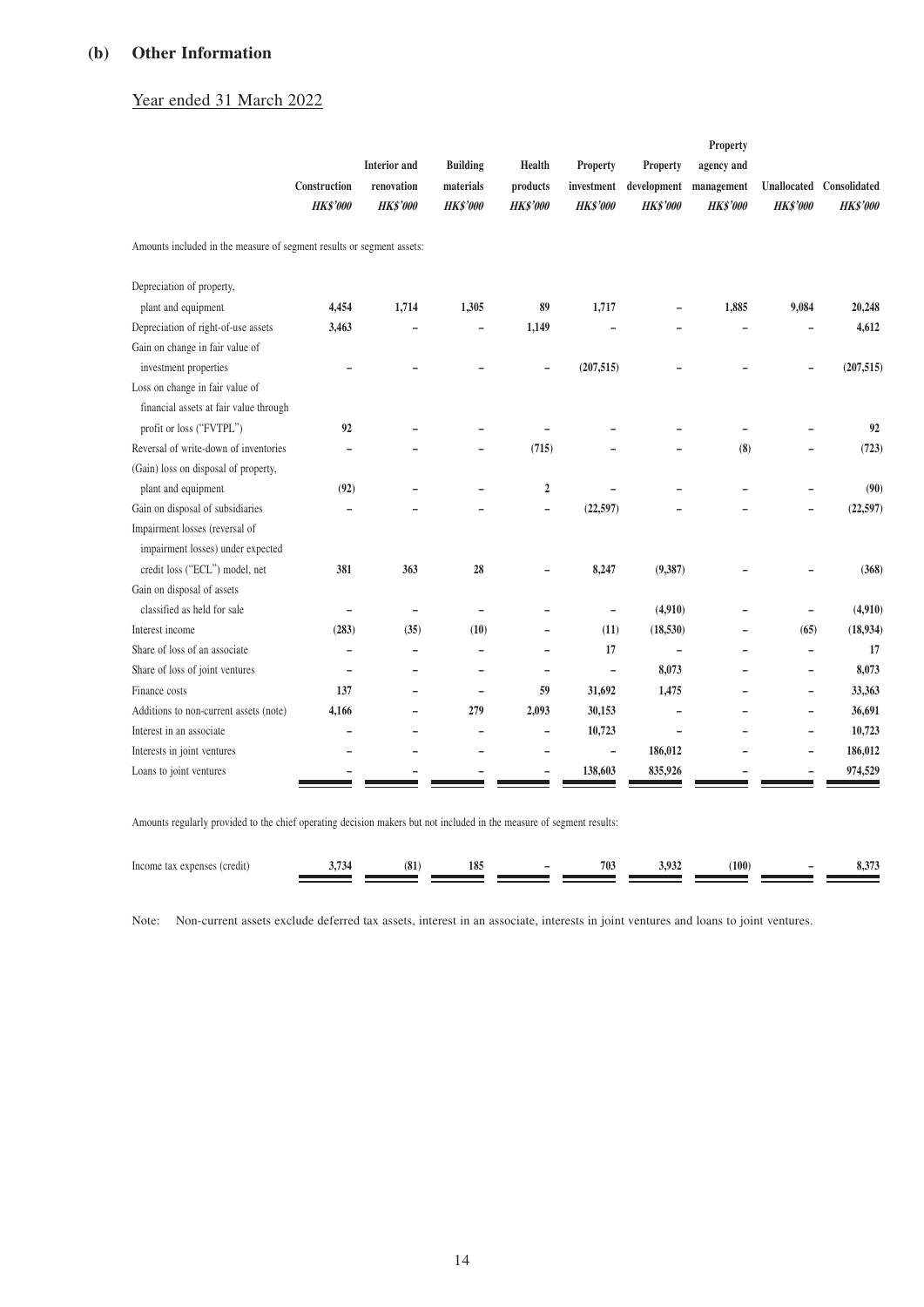## (b) Other Information

Year ended 31 March 2022

| | Construction HK$'000 | Interior and renovation HK$'000 | Building materials HK$'000 | Health products HK$'000 | Property investment HK$'000 | Property development HK$'000 | Property agency and management HK$'000 | Unallocated HK$'000 | Consolidated HK$'000 |
|---|---|---|---|---|---|---|---|---|---|
| Amounts included in the measure of segment results or segment assets: | | | | | | | | | |
| Depreciation of property, plant and equipment | 4,454 | 1,714 | 1,305 | 89 | 1,717 | – | 1,885 | 9,084 | 20,248 |
| Depreciation of right-of-use assets | 3,463 | – | – | 1,149 | – | – | – | – | 4,612 |
| Gain on change in fair value of investment properties | – | – | – | – | (207,515) | – | – | – | (207,515) |
| Loss on change in fair value of financial assets at fair value through profit or loss ("FVTPL") | 92 | – | – | – | – | – | – | – | 92 |
| Reversal of write-down of inventories | – | – | – | (715) | – | – | (8) | – | (723) |
| (Gain) loss on disposal of property, plant and equipment | (92) | – | – | 2 | – | – | – | – | (90) |
| Gain on disposal of subsidiaries | – | – | – | – | (22,597) | – | – | – | (22,597) |
| Impairment losses (reversal of impairment losses) under expected credit loss ("ECL") model, net | 381 | 363 | 28 | – | 8,247 | (9,387) | – | – | (368) |
| Gain on disposal of assets classified as held for sale | – | – | – | – | – | (4,910) | – | – | (4,910) |
| Interest income | (283) | (35) | (10) | – | (11) | (18,530) | – | (65) | (18,934) |
| Share of loss of an associate | – | – | – | – | 17 | – | – | – | 17 |
| Share of loss of joint ventures | – | – | – | – | – | 8,073 | – | – | 8,073 |
| Finance costs | 137 | – | – | 59 | 31,692 | 1,475 | – | – | 33,363 |
| Additions to non-current assets (note) | 4,166 | – | 279 | 2,093 | 30,153 | – | – | – | 36,691 |
| Interest in an associate | – | – | – | – | 10,723 | – | – | – | 10,723 |
| Interests in joint ventures | – | – | – | – | – | 186,012 | – | – | 186,012 |
| Loans to joint ventures | – | – | – | – | 138,603 | 835,926 | – | – | 974,529 |
| Amounts regularly provided to the chief operating decision makers but not included in the measure of segment results: | | | | | | | | | |
| Income tax expenses (credit) | 3,734 | (81) | 185 | – | 703 | 3,932 | (100) | – | 8,373 |

Note: Non-current assets exclude deferred tax assets, interest in an associate, interests in joint ventures and loans to joint ventures.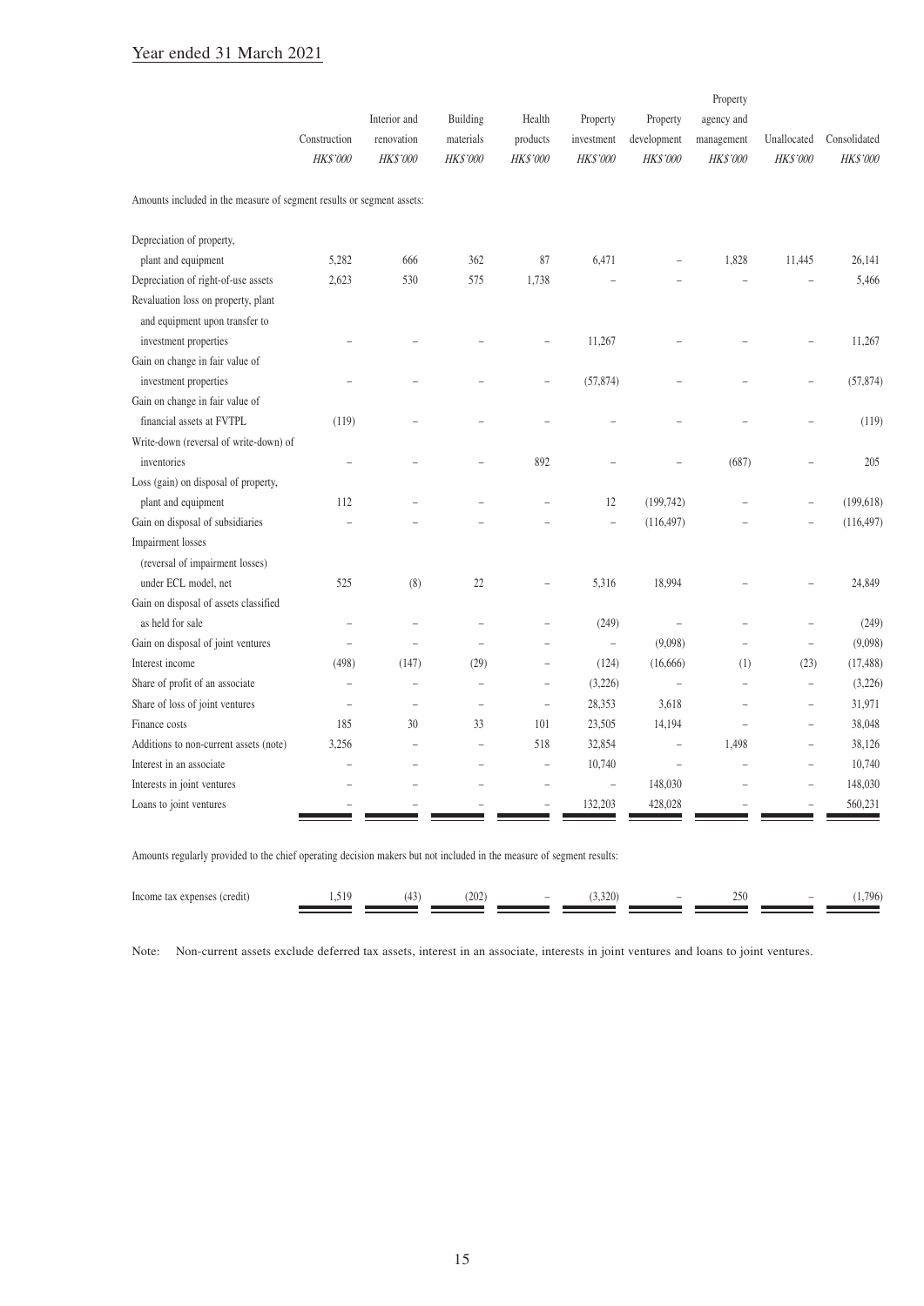Year ended 31 March 2021

| | Construction | Interior and renovation | Building materials | Health products | Property investment | Property development | Property agency and management | Unallocated | Consolidated |
|---|---|---|---|---|---|---|---|---|---|
| | *HK$'000* | *HK$'000* | *HK$'000* | *HK$'000* | *HK$'000* | *HK$'000* | *HK$'000* | *HK$'000* | *HK$'000* |
| Amounts included in the measure of segment results or segment assets: | | | | | | | | | |
| Depreciation of property, plant and equipment | 5,282 | 666 | 362 | 87 | 6,471 | – | 1,828 | 11,445 | 26,141 |
| Depreciation of right-of-use assets | 2,623 | 530 | 575 | 1,738 | – | – | – | – | 5,466 |
| Revaluation loss on property, plant and equipment upon transfer to investment properties | – | – | – | – | 11,267 | – | – | – | 11,267 |
| Gain on change in fair value of investment properties | – | – | – | – | (57,874) | – | – | – | (57,874) |
| Gain on change in fair value of financial assets at FVTPL | (119) | – | – | – | – | – | – | – | (119) |
| Write-down (reversal of write-down) of inventories | – | – | – | 892 | – | – | (687) | – | 205 |
| Loss (gain) on disposal of property, plant and equipment | 112 | – | – | – | 12 | (199,742) | – | – | (199,618) |
| Gain on disposal of subsidiaries | – | – | – | – | – | (116,497) | – | – | (116,497) |
| Impairment losses (reversal of impairment losses) under ECL model, net | 525 | (8) | 22 | – | 5,316 | 18,994 | – | – | 24,849 |
| Gain on disposal of assets classified as held for sale | – | – | – | – | (249) | – | – | – | (249) |
| Gain on disposal of joint ventures | – | – | – | – | – | (9,098) | – | – | (9,098) |
| Interest income | (498) | (147) | (29) | – | (124) | (16,666) | (1) | (23) | (17,488) |
| Share of profit of an associate | – | – | – | – | (3,226) | – | – | – | (3,226) |
| Share of loss of joint ventures | – | – | – | – | 28,353 | 3,618 | – | – | 31,971 |
| Finance costs | 185 | 30 | 33 | 101 | 23,505 | 14,194 | – | – | 38,048 |
| Additions to non-current assets (note) | 3,256 | – | – | 518 | 32,854 | – | 1,498 | – | 38,126 |
| Interest in an associate | – | – | – | – | 10,740 | – | – | – | 10,740 |
| Interests in joint ventures | – | – | – | – | – | 148,030 | – | – | 148,030 |
| Loans to joint ventures | – | – | – | – | 132,203 | 428,028 | – | – | 560,231 |
| Amounts regularly provided to the chief operating decision makers but not included in the measure of segment results: | | | | | | | | | |
| Income tax expenses (credit) | 1,519 | (43) | (202) | – | (3,320) | – | 250 | – | (1,796) |

Note: Non-current assets exclude deferred tax assets, interest in an associate, interests in joint ventures and loans to joint ventures.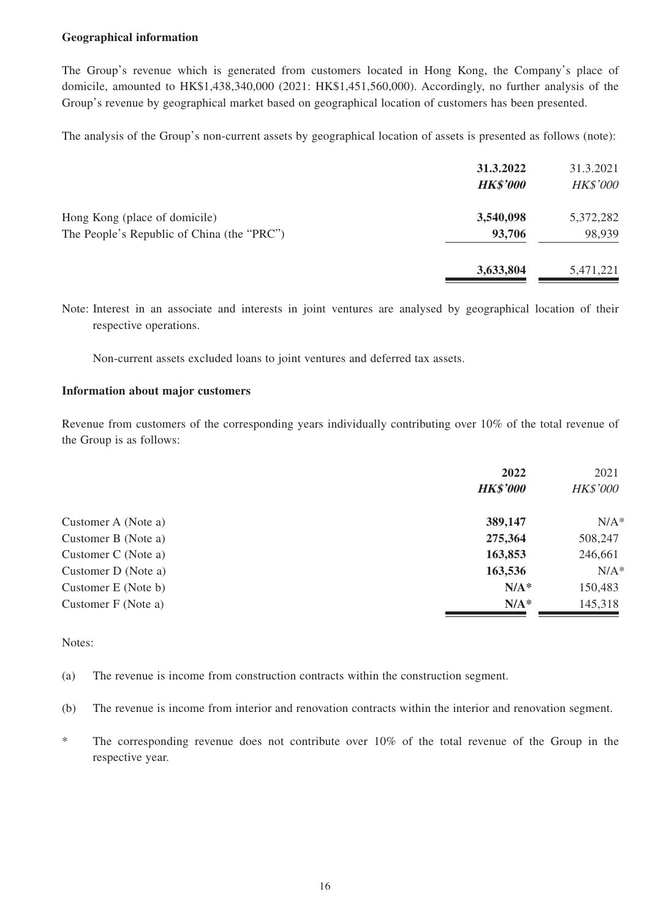**Geographical information**

The Group's revenue which is generated from customers located in Hong Kong, the Company's place of domicile, amounted to HK$1,438,340,000 (2021: HK$1,451,560,000). Accordingly, no further analysis of the Group's revenue by geographical market based on geographical location of customers has been presented.

The analysis of the Group's non-current assets by geographical location of assets is presented as follows (note):

| | **31.3.2022** | 31.3.2021 |
|---|---|---|
| | ***HK$'000*** | *HK$'000* |
| Hong Kong (place of domicile) | **3,540,098** | 5,372,282 |
| The People's Republic of China (the "PRC") | **93,706** | 98,939 |
| | **3,633,804** | 5,471,221 |

Note: Interest in an associate and interests in joint ventures are analysed by geographical location of their respective operations.

Non-current assets excluded loans to joint ventures and deferred tax assets.

**Information about major customers**

Revenue from customers of the corresponding years individually contributing over 10% of the total revenue of the Group is as follows:

| | **2022** | 2021 |
|---|---|---|
| | ***HK$'000*** | *HK$'000* |
| Customer A (Note a) | **389,147** | N/A* |
| Customer B (Note a) | **275,364** | 508,247 |
| Customer C (Note a) | **163,853** | 246,661 |
| Customer D (Note a) | **163,536** | N/A* |
| Customer E (Note b) | **N/A*** | 150,483 |
| Customer F (Note a) | **N/A*** | 145,318 |

Notes:

(a) The revenue is income from construction contracts within the construction segment.

(b) The revenue is income from interior and renovation contracts within the interior and renovation segment.

\* The corresponding revenue does not contribute over 10% of the total revenue of the Group in the respective year.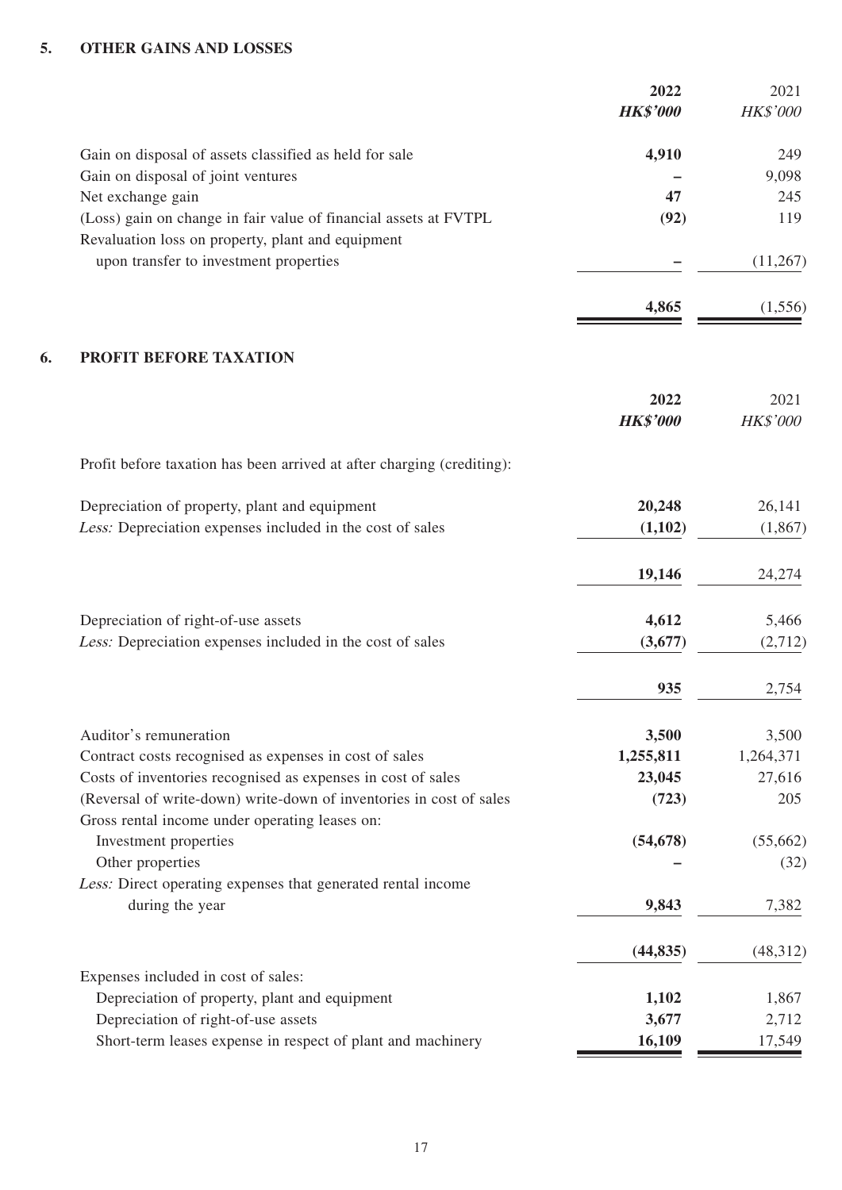## 5. OTHER GAINS AND LOSSES

| | **2022** | 2021 |
|---|---|---|
| | ***HK$'000*** | *HK$'000* |
| Gain on disposal of assets classified as held for sale | **4,910** | 249 |
| Gain on disposal of joint ventures | **–** | 9,098 |
| Net exchange gain | **47** | 245 |
| (Loss) gain on change in fair value of financial assets at FVTPL | **(92)** | 119 |
| Revaluation loss on property, plant and equipment upon transfer to investment properties | **–** | (11,267) |
| | **4,865** | (1,556) |

## 6. PROFIT BEFORE TAXATION

| | **2022** | 2021 |
|---|---|---|
| | ***HK$'000*** | *HK$'000* |
| Profit before taxation has been arrived at after charging (crediting): | | |
| Depreciation of property, plant and equipment | **20,248** | 26,141 |
| *Less:* Depreciation expenses included in the cost of sales | **(1,102)** | (1,867) |
| | **19,146** | 24,274 |
| Depreciation of right-of-use assets | **4,612** | 5,466 |
| *Less:* Depreciation expenses included in the cost of sales | **(3,677)** | (2,712) |
| | **935** | 2,754 |
| Auditor's remuneration | **3,500** | 3,500 |
| Contract costs recognised as expenses in cost of sales | **1,255,811** | 1,264,371 |
| Costs of inventories recognised as expenses in cost of sales | **23,045** | 27,616 |
| (Reversal of write-down) write-down of inventories in cost of sales | **(723)** | 205 |
| Gross rental income under operating leases on: | | |
| Investment properties | **(54,678)** | (55,662) |
| Other properties | **–** | (32) |
| *Less:* Direct operating expenses that generated rental income during the year | **9,843** | 7,382 |
| | **(44,835)** | (48,312) |
| Expenses included in cost of sales: | | |
| Depreciation of property, plant and equipment | **1,102** | 1,867 |
| Depreciation of right-of-use assets | **3,677** | 2,712 |
| Short-term leases expense in respect of plant and machinery | **16,109** | 17,549 |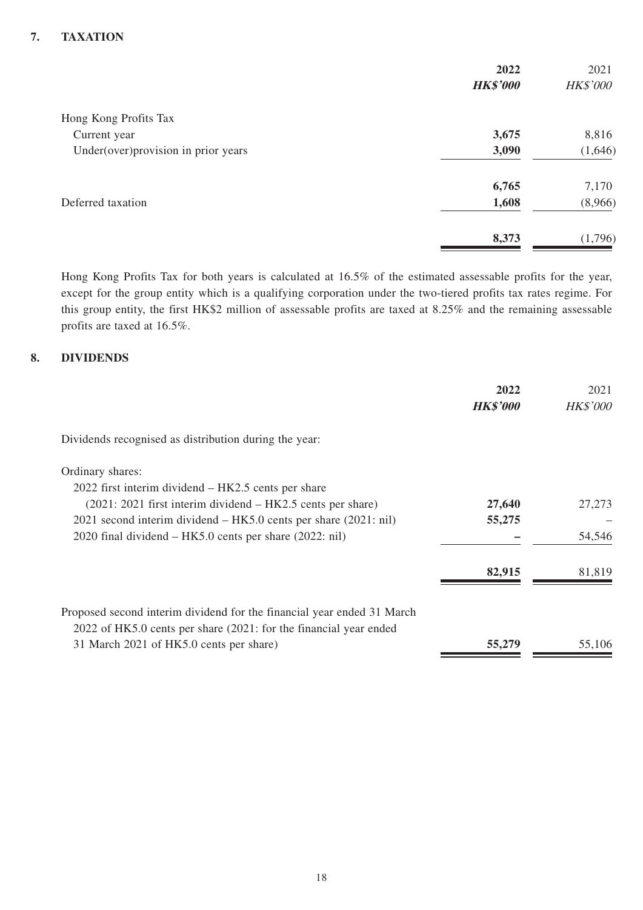## 7. TAXATION

| | 2022 | 2021 |
|---|---|---|
| | ***HK$'000*** | *HK$'000* |
| Hong Kong Profits Tax | | |
| Current year | **3,675** | 8,816 |
| Under(over)provision in prior years | **3,090** | (1,646) |
| | **6,765** | 7,170 |
| Deferred taxation | **1,608** | (8,966) |
| | **8,373** | (1,796) |

Hong Kong Profits Tax for both years is calculated at 16.5% of the estimated assessable profits for the year, except for the group entity which is a qualifying corporation under the two-tiered profits tax rates regime. For this group entity, the first HK$2 million of assessable profits are taxed at 8.25% and the remaining assessable profits are taxed at 16.5%.

## 8. DIVIDENDS

| | 2022 | 2021 |
|---|---|---|
| | ***HK$'000*** | *HK$'000* |
| Dividends recognised as distribution during the year: | | |
| Ordinary shares: | | |
| 2022 first interim dividend – HK2.5 cents per share (2021: 2021 first interim dividend – HK2.5 cents per share) | **27,640** | 27,273 |
| 2021 second interim dividend – HK5.0 cents per share (2021: nil) | **55,275** | – |
| 2020 final dividend – HK5.0 cents per share (2022: nil) | **–** | 54,546 |
| | **82,915** | 81,819 |
| Proposed second interim dividend for the financial year ended 31 March 2022 of HK5.0 cents per share (2021: for the financial year ended 31 March 2021 of HK5.0 cents per share) | **55,279** | 55,106 |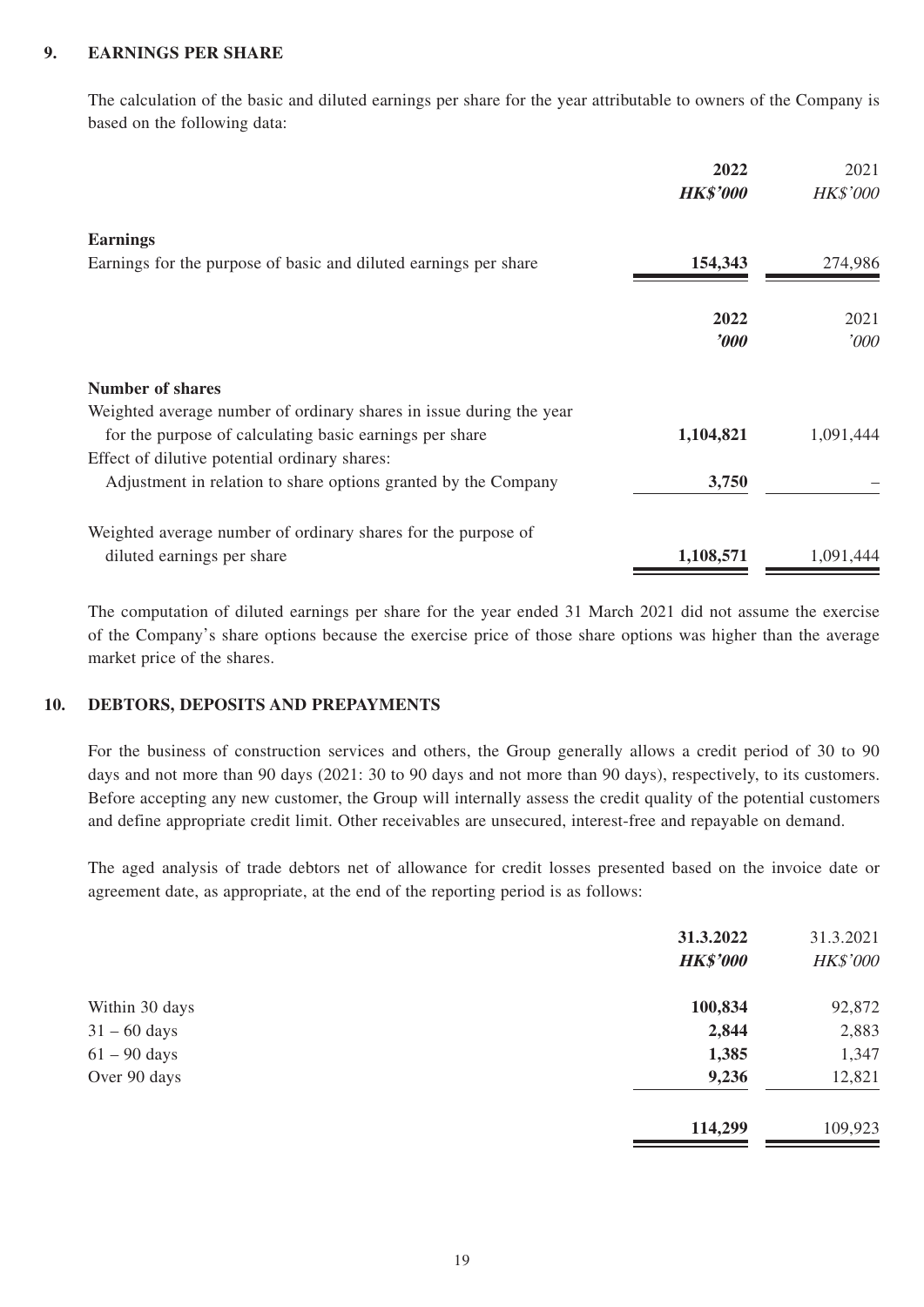## 9. EARNINGS PER SHARE

The calculation of the basic and diluted earnings per share for the year attributable to owners of the Company is based on the following data:

| | **2022** | 2021 |
|---|---|---|
| | ***HK$'000*** | *HK$'000* |
| **Earnings** | | |
| Earnings for the purpose of basic and diluted earnings per share | **154,343** | 274,986 |

| | **2022** | 2021 |
|---|---|---|
| | ***'000*** | *'000* |
| **Number of shares** | | |
| Weighted average number of ordinary shares in issue during the year for the purpose of calculating basic earnings per share | **1,104,821** | 1,091,444 |
| Effect of dilutive potential ordinary shares: | | |
| Adjustment in relation to share options granted by the Company | **3,750** | – |
| Weighted average number of ordinary shares for the purpose of diluted earnings per share | **1,108,571** | 1,091,444 |

The computation of diluted earnings per share for the year ended 31 March 2021 did not assume the exercise of the Company's share options because the exercise price of those share options was higher than the average market price of the shares.

## 10. DEBTORS, DEPOSITS AND PREPAYMENTS

For the business of construction services and others, the Group generally allows a credit period of 30 to 90 days and not more than 90 days (2021: 30 to 90 days and not more than 90 days), respectively, to its customers. Before accepting any new customer, the Group will internally assess the credit quality of the potential customers and define appropriate credit limit. Other receivables are unsecured, interest-free and repayable on demand.

The aged analysis of trade debtors net of allowance for credit losses presented based on the invoice date or agreement date, as appropriate, at the end of the reporting period is as follows:

| | **31.3.2022** | 31.3.2021 |
|---|---|---|
| | ***HK$'000*** | *HK$'000* |
| Within 30 days | **100,834** | 92,872 |
| 31 – 60 days | **2,844** | 2,883 |
| 61 – 90 days | **1,385** | 1,347 |
| Over 90 days | **9,236** | 12,821 |
| | **114,299** | 109,923 |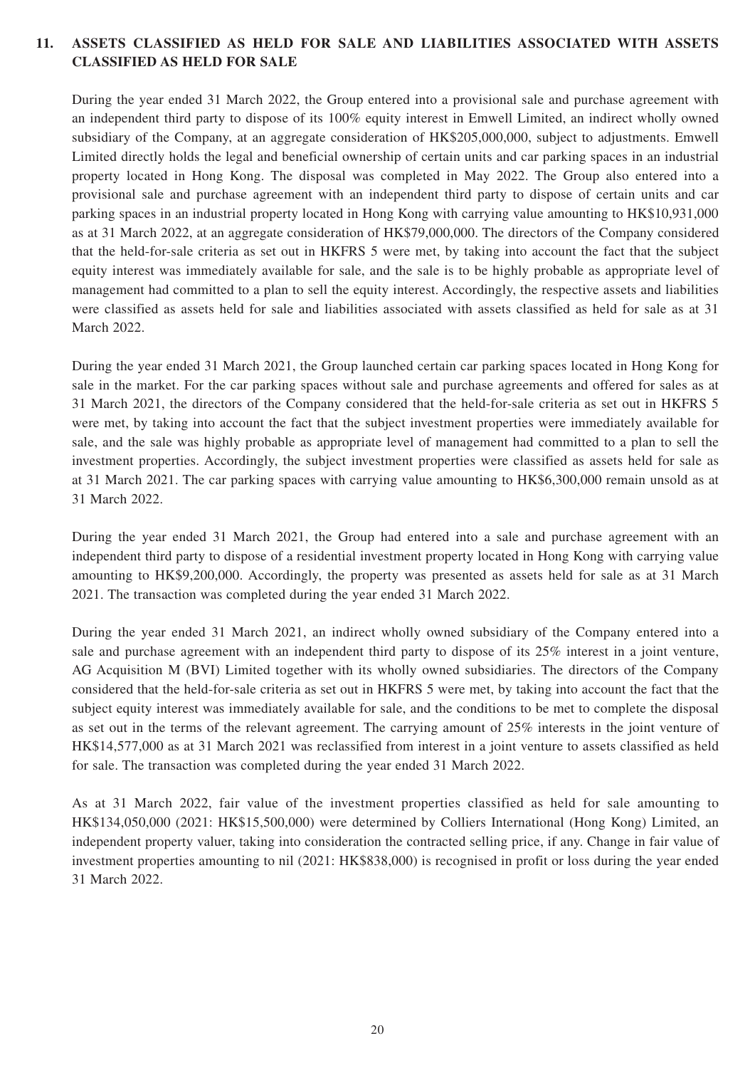## 11. ASSETS CLASSIFIED AS HELD FOR SALE AND LIABILITIES ASSOCIATED WITH ASSETS CLASSIFIED AS HELD FOR SALE

During the year ended 31 March 2022, the Group entered into a provisional sale and purchase agreement with an independent third party to dispose of its 100% equity interest in Emwell Limited, an indirect wholly owned subsidiary of the Company, at an aggregate consideration of HK$205,000,000, subject to adjustments. Emwell Limited directly holds the legal and beneficial ownership of certain units and car parking spaces in an industrial property located in Hong Kong. The disposal was completed in May 2022. The Group also entered into a provisional sale and purchase agreement with an independent third party to dispose of certain units and car parking spaces in an industrial property located in Hong Kong with carrying value amounting to HK$10,931,000 as at 31 March 2022, at an aggregate consideration of HK$79,000,000. The directors of the Company considered that the held-for-sale criteria as set out in HKFRS 5 were met, by taking into account the fact that the subject equity interest was immediately available for sale, and the sale is to be highly probable as appropriate level of management had committed to a plan to sell the equity interest. Accordingly, the respective assets and liabilities were classified as assets held for sale and liabilities associated with assets classified as held for sale as at 31 March 2022.

During the year ended 31 March 2021, the Group launched certain car parking spaces located in Hong Kong for sale in the market. For the car parking spaces without sale and purchase agreements and offered for sales as at 31 March 2021, the directors of the Company considered that the held-for-sale criteria as set out in HKFRS 5 were met, by taking into account the fact that the subject investment properties were immediately available for sale, and the sale was highly probable as appropriate level of management had committed to a plan to sell the investment properties. Accordingly, the subject investment properties were classified as assets held for sale as at 31 March 2021. The car parking spaces with carrying value amounting to HK$6,300,000 remain unsold as at 31 March 2022.

During the year ended 31 March 2021, the Group had entered into a sale and purchase agreement with an independent third party to dispose of a residential investment property located in Hong Kong with carrying value amounting to HK$9,200,000. Accordingly, the property was presented as assets held for sale as at 31 March 2021. The transaction was completed during the year ended 31 March 2022.

During the year ended 31 March 2021, an indirect wholly owned subsidiary of the Company entered into a sale and purchase agreement with an independent third party to dispose of its 25% interest in a joint venture, AG Acquisition M (BVI) Limited together with its wholly owned subsidiaries. The directors of the Company considered that the held-for-sale criteria as set out in HKFRS 5 were met, by taking into account the fact that the subject equity interest was immediately available for sale, and the conditions to be met to complete the disposal as set out in the terms of the relevant agreement. The carrying amount of 25% interests in the joint venture of HK$14,577,000 as at 31 March 2021 was reclassified from interest in a joint venture to assets classified as held for sale. The transaction was completed during the year ended 31 March 2022.

As at 31 March 2022, fair value of the investment properties classified as held for sale amounting to HK$134,050,000 (2021: HK$15,500,000) were determined by Colliers International (Hong Kong) Limited, an independent property valuer, taking into consideration the contracted selling price, if any. Change in fair value of investment properties amounting to nil (2021: HK$838,000) is recognised in profit or loss during the year ended 31 March 2022.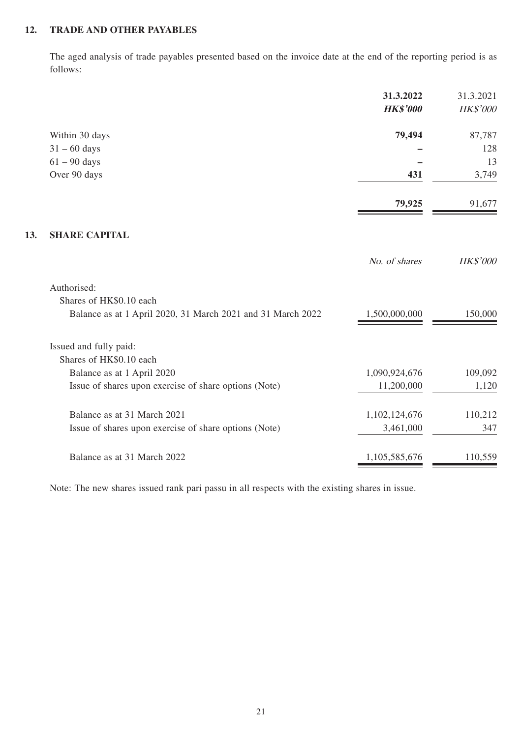## 12. TRADE AND OTHER PAYABLES

The aged analysis of trade payables presented based on the invoice date at the end of the reporting period is as follows:

| | **31.3.2022** | 31.3.2021 |
|---|---|---|
| | ***HK$'000*** | *HK$'000* |
| Within 30 days | **79,494** | 87,787 |
| 31 – 60 days | **–** | 128 |
| 61 – 90 days | **–** | 13 |
| Over 90 days | **431** | 3,749 |
| | **79,925** | 91,677 |

## 13. SHARE CAPITAL

| | *No. of shares* | *HK$'000* |
|---|---|---|
| Authorised: | | |
| Shares of HK$0.10 each | | |
| Balance as at 1 April 2020, 31 March 2021 and 31 March 2022 | 1,500,000,000 | 150,000 |
| Issued and fully paid: | | |
| Shares of HK$0.10 each | | |
| Balance as at 1 April 2020 | 1,090,924,676 | 109,092 |
| Issue of shares upon exercise of share options (Note) | 11,200,000 | 1,120 |
| Balance as at 31 March 2021 | 1,102,124,676 | 110,212 |
| Issue of shares upon exercise of share options (Note) | 3,461,000 | 347 |
| Balance as at 31 March 2022 | 1,105,585,676 | 110,559 |

Note: The new shares issued rank pari passu in all respects with the existing shares in issue.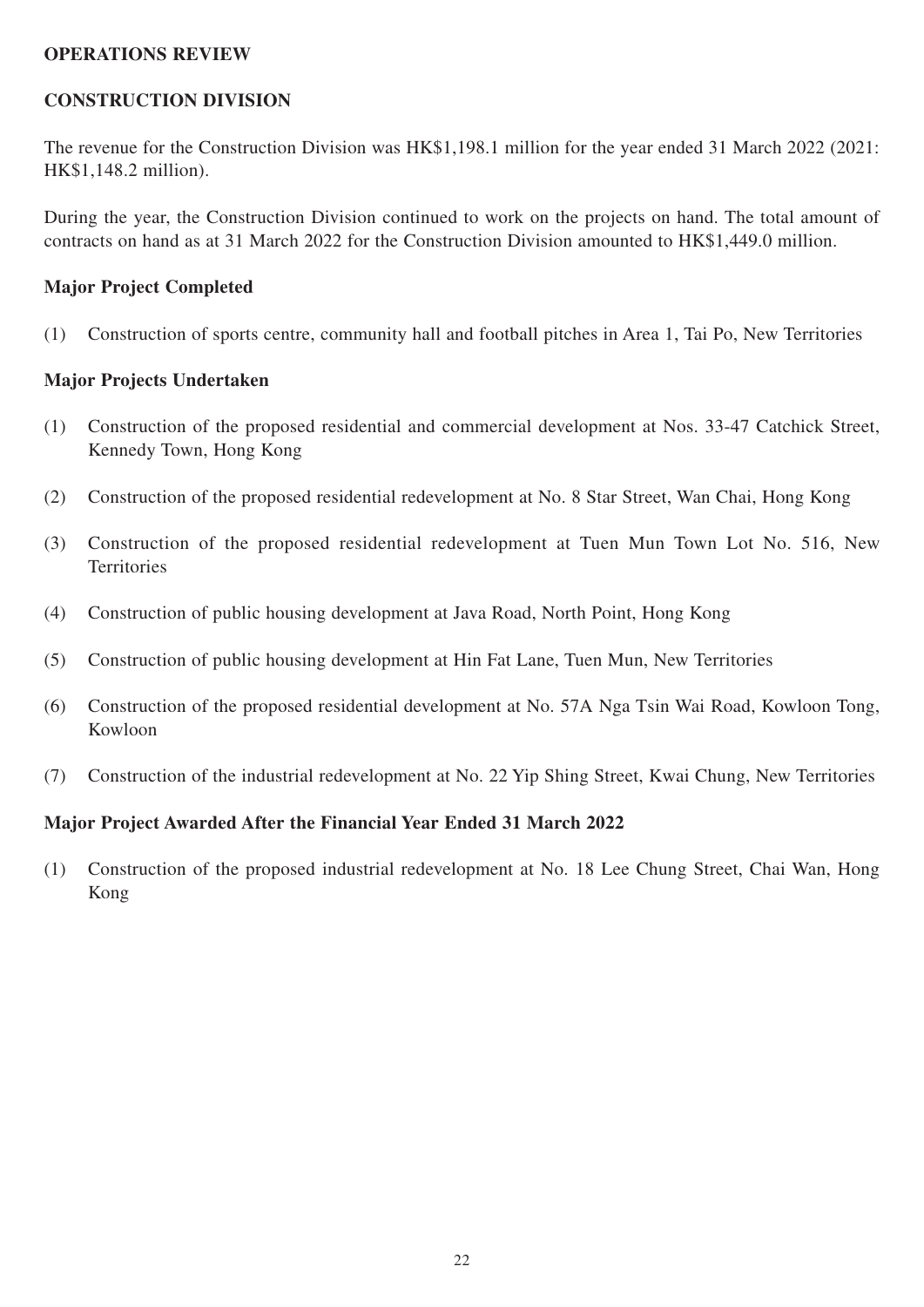## OPERATIONS REVIEW

### CONSTRUCTION DIVISION

The revenue for the Construction Division was HK$1,198.1 million for the year ended 31 March 2022 (2021: HK$1,148.2 million).

During the year, the Construction Division continued to work on the projects on hand. The total amount of contracts on hand as at 31 March 2022 for the Construction Division amounted to HK$1,449.0 million.

**Major Project Completed**

(1) Construction of sports centre, community hall and football pitches in Area 1, Tai Po, New Territories

**Major Projects Undertaken**

(1) Construction of the proposed residential and commercial development at Nos. 33-47 Catchick Street, Kennedy Town, Hong Kong

(2) Construction of the proposed residential redevelopment at No. 8 Star Street, Wan Chai, Hong Kong

(3) Construction of the proposed residential redevelopment at Tuen Mun Town Lot No. 516, New Territories

(4) Construction of public housing development at Java Road, North Point, Hong Kong

(5) Construction of public housing development at Hin Fat Lane, Tuen Mun, New Territories

(6) Construction of the proposed residential development at No. 57A Nga Tsin Wai Road, Kowloon Tong, Kowloon

(7) Construction of the industrial redevelopment at No. 22 Yip Shing Street, Kwai Chung, New Territories

**Major Project Awarded After the Financial Year Ended 31 March 2022**

(1) Construction of the proposed industrial redevelopment at No. 18 Lee Chung Street, Chai Wan, Hong Kong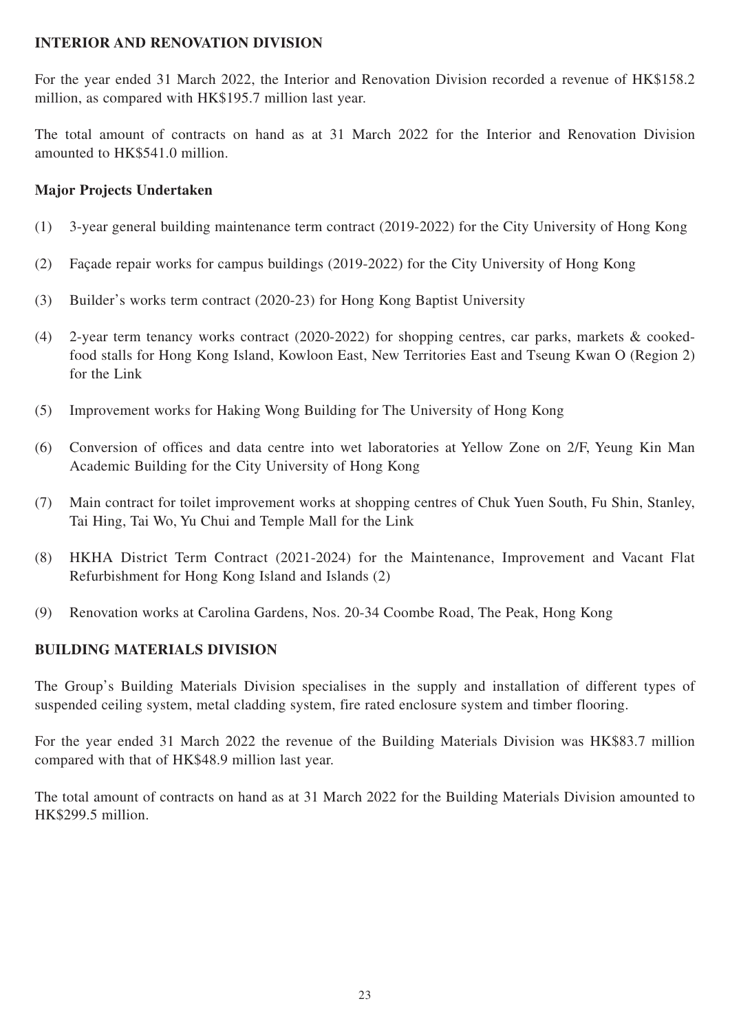## INTERIOR AND RENOVATION DIVISION

For the year ended 31 March 2022, the Interior and Renovation Division recorded a revenue of HK$158.2 million, as compared with HK$195.7 million last year.

The total amount of contracts on hand as at 31 March 2022 for the Interior and Renovation Division amounted to HK$541.0 million.

### Major Projects Undertaken

(1) 3-year general building maintenance term contract (2019-2022) for the City University of Hong Kong

(2) Façade repair works for campus buildings (2019-2022) for the City University of Hong Kong

(3) Builder's works term contract (2020-23) for Hong Kong Baptist University

(4) 2-year term tenancy works contract (2020-2022) for shopping centres, car parks, markets & cooked-food stalls for Hong Kong Island, Kowloon East, New Territories East and Tseung Kwan O (Region 2) for the Link

(5) Improvement works for Haking Wong Building for The University of Hong Kong

(6) Conversion of offices and data centre into wet laboratories at Yellow Zone on 2/F, Yeung Kin Man Academic Building for the City University of Hong Kong

(7) Main contract for toilet improvement works at shopping centres of Chuk Yuen South, Fu Shin, Stanley, Tai Hing, Tai Wo, Yu Chui and Temple Mall for the Link

(8) HKHA District Term Contract (2021-2024) for the Maintenance, Improvement and Vacant Flat Refurbishment for Hong Kong Island and Islands (2)

(9) Renovation works at Carolina Gardens, Nos. 20-34 Coombe Road, The Peak, Hong Kong

## BUILDING MATERIALS DIVISION

The Group's Building Materials Division specialises in the supply and installation of different types of suspended ceiling system, metal cladding system, fire rated enclosure system and timber flooring.

For the year ended 31 March 2022 the revenue of the Building Materials Division was HK$83.7 million compared with that of HK$48.9 million last year.

The total amount of contracts on hand as at 31 March 2022 for the Building Materials Division amounted to HK$299.5 million.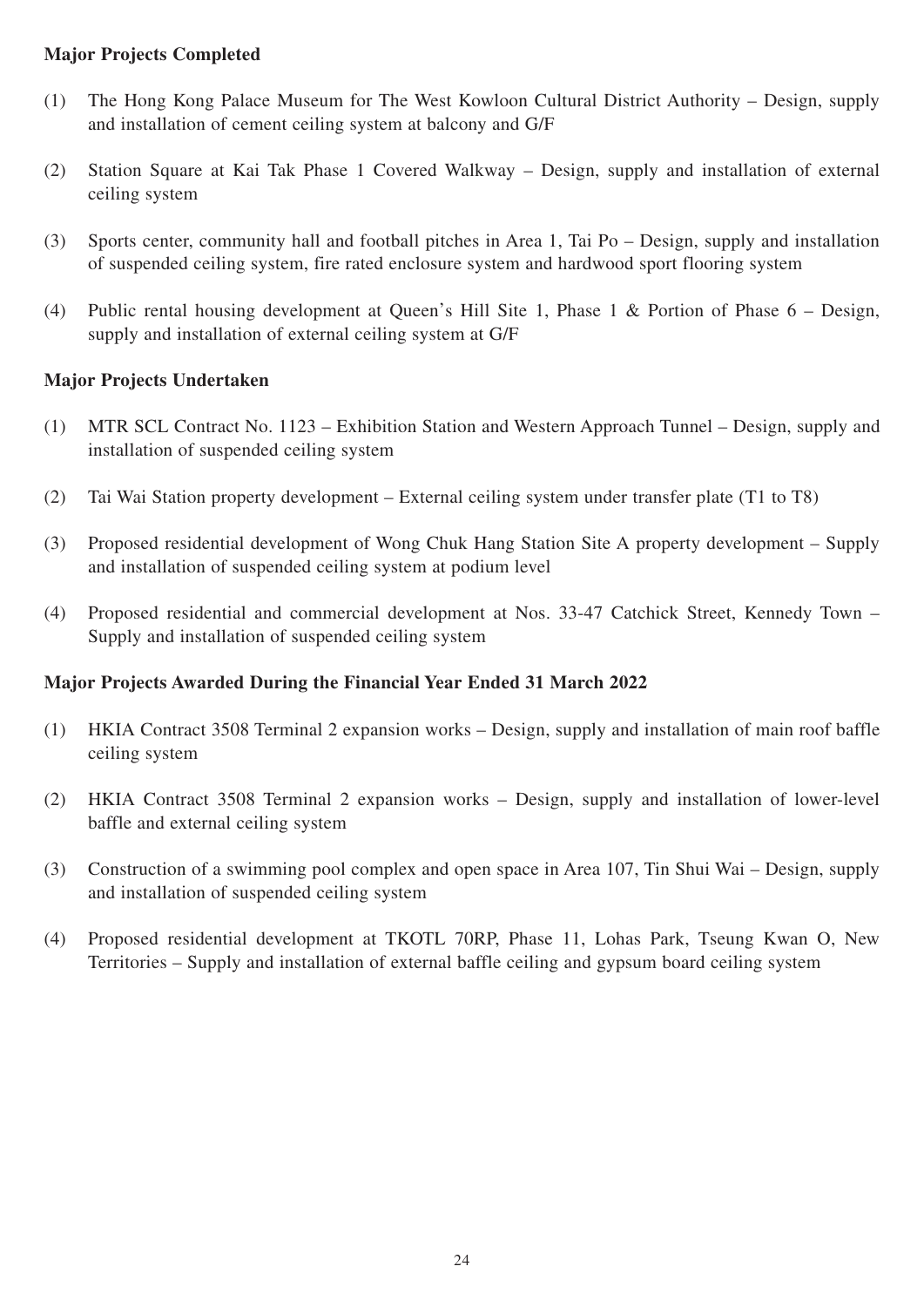**Major Projects Completed**

(1) The Hong Kong Palace Museum for The West Kowloon Cultural District Authority – Design, supply and installation of cement ceiling system at balcony and G/F

(2) Station Square at Kai Tak Phase 1 Covered Walkway – Design, supply and installation of external ceiling system

(3) Sports center, community hall and football pitches in Area 1, Tai Po – Design, supply and installation of suspended ceiling system, fire rated enclosure system and hardwood sport flooring system

(4) Public rental housing development at Queen's Hill Site 1, Phase 1 & Portion of Phase 6 – Design, supply and installation of external ceiling system at G/F

**Major Projects Undertaken**

(1) MTR SCL Contract No. 1123 – Exhibition Station and Western Approach Tunnel – Design, supply and installation of suspended ceiling system

(2) Tai Wai Station property development – External ceiling system under transfer plate (T1 to T8)

(3) Proposed residential development of Wong Chuk Hang Station Site A property development – Supply and installation of suspended ceiling system at podium level

(4) Proposed residential and commercial development at Nos. 33-47 Catchick Street, Kennedy Town – Supply and installation of suspended ceiling system

**Major Projects Awarded During the Financial Year Ended 31 March 2022**

(1) HKIA Contract 3508 Terminal 2 expansion works – Design, supply and installation of main roof baffle ceiling system

(2) HKIA Contract 3508 Terminal 2 expansion works – Design, supply and installation of lower-level baffle and external ceiling system

(3) Construction of a swimming pool complex and open space in Area 107, Tin Shui Wai – Design, supply and installation of suspended ceiling system

(4) Proposed residential development at TKOTL 70RP, Phase 11, Lohas Park, Tseung Kwan O, New Territories – Supply and installation of external baffle ceiling and gypsum board ceiling system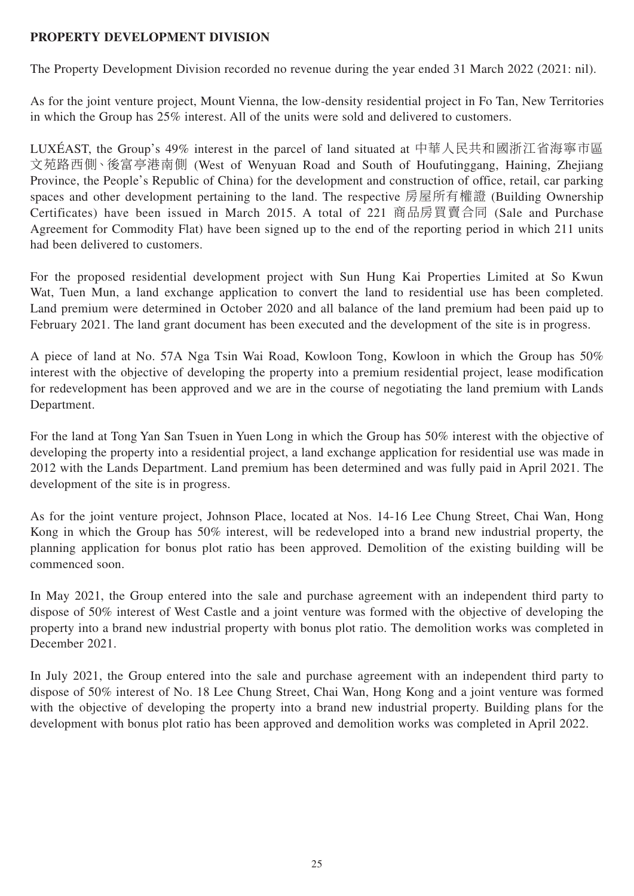**PROPERTY DEVELOPMENT DIVISION**

The Property Development Division recorded no revenue during the year ended 31 March 2022 (2021: nil).

As for the joint venture project, Mount Vienna, the low-density residential project in Fo Tan, New Territories in which the Group has 25% interest. All of the units were sold and delivered to customers.

LUXÉAST, the Group's 49% interest in the parcel of land situated at 中華人民共和國浙江省海寧市區文苑路西側、後富亭港南側 (West of Wenyuan Road and South of Houfutinggang, Haining, Zhejiang Province, the People's Republic of China) for the development and construction of office, retail, car parking spaces and other development pertaining to the land. The respective 房屋所有權證 (Building Ownership Certificates) have been issued in March 2015. A total of 221 商品房買賣合同 (Sale and Purchase Agreement for Commodity Flat) have been signed up to the end of the reporting period in which 211 units had been delivered to customers.

For the proposed residential development project with Sun Hung Kai Properties Limited at So Kwun Wat, Tuen Mun, a land exchange application to convert the land to residential use has been completed. Land premium were determined in October 2020 and all balance of the land premium had been paid up to February 2021. The land grant document has been executed and the development of the site is in progress.

A piece of land at No. 57A Nga Tsin Wai Road, Kowloon Tong, Kowloon in which the Group has 50% interest with the objective of developing the property into a premium residential project, lease modification for redevelopment has been approved and we are in the course of negotiating the land premium with Lands Department.

For the land at Tong Yan San Tsuen in Yuen Long in which the Group has 50% interest with the objective of developing the property into a residential project, a land exchange application for residential use was made in 2012 with the Lands Department. Land premium has been determined and was fully paid in April 2021. The development of the site is in progress.

As for the joint venture project, Johnson Place, located at Nos. 14-16 Lee Chung Street, Chai Wan, Hong Kong in which the Group has 50% interest, will be redeveloped into a brand new industrial property, the planning application for bonus plot ratio has been approved. Demolition of the existing building will be commenced soon.

In May 2021, the Group entered into the sale and purchase agreement with an independent third party to dispose of 50% interest of West Castle and a joint venture was formed with the objective of developing the property into a brand new industrial property with bonus plot ratio. The demolition works was completed in December 2021.

In July 2021, the Group entered into the sale and purchase agreement with an independent third party to dispose of 50% interest of No. 18 Lee Chung Street, Chai Wan, Hong Kong and a joint venture was formed with the objective of developing the property into a brand new industrial property. Building plans for the development with bonus plot ratio has been approved and demolition works was completed in April 2022.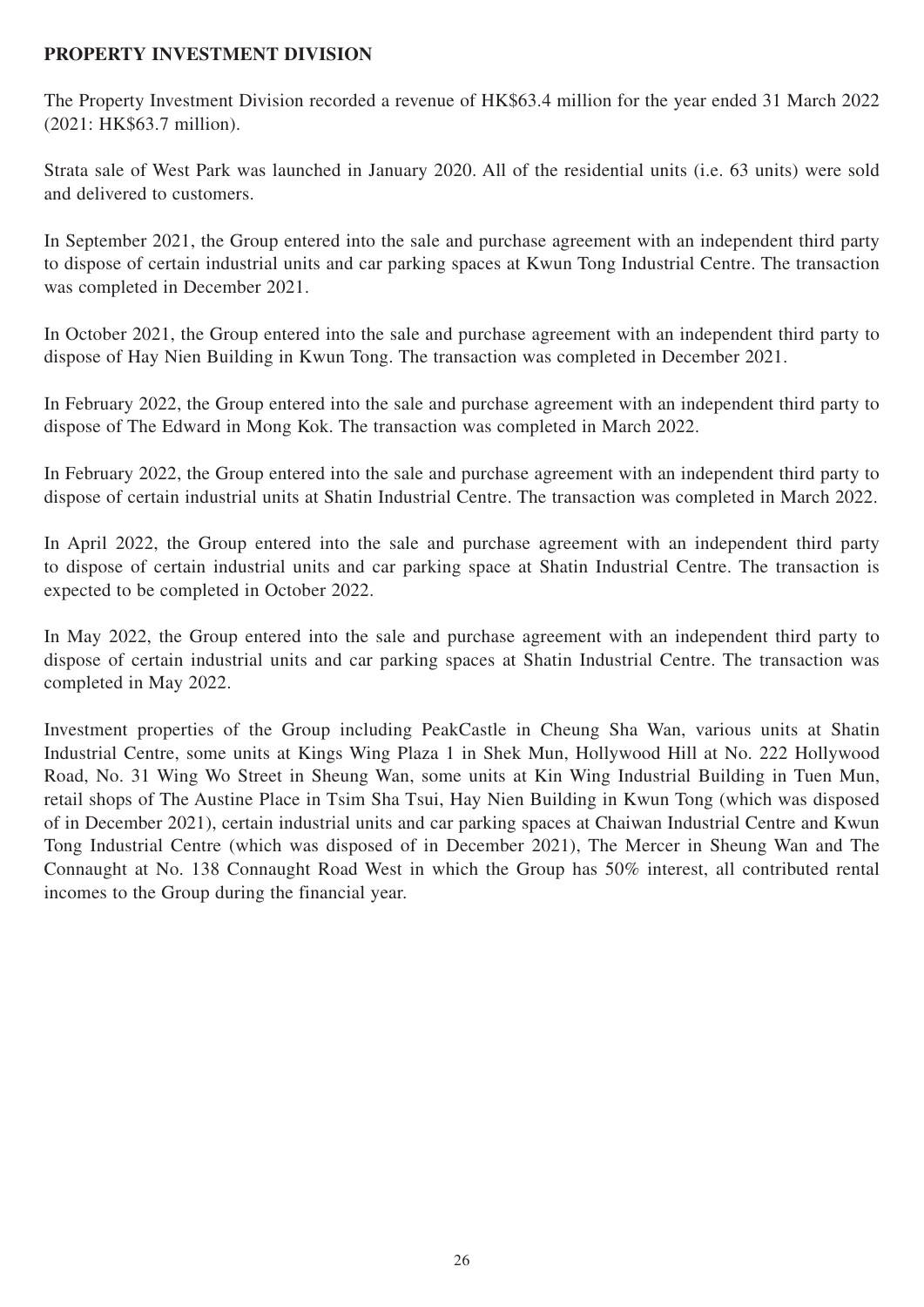## PROPERTY INVESTMENT DIVISION

The Property Investment Division recorded a revenue of HK$63.4 million for the year ended 31 March 2022 (2021: HK$63.7 million).

Strata sale of West Park was launched in January 2020. All of the residential units (i.e. 63 units) were sold and delivered to customers.

In September 2021, the Group entered into the sale and purchase agreement with an independent third party to dispose of certain industrial units and car parking spaces at Kwun Tong Industrial Centre. The transaction was completed in December 2021.

In October 2021, the Group entered into the sale and purchase agreement with an independent third party to dispose of Hay Nien Building in Kwun Tong. The transaction was completed in December 2021.

In February 2022, the Group entered into the sale and purchase agreement with an independent third party to dispose of The Edward in Mong Kok. The transaction was completed in March 2022.

In February 2022, the Group entered into the sale and purchase agreement with an independent third party to dispose of certain industrial units at Shatin Industrial Centre. The transaction was completed in March 2022.

In April 2022, the Group entered into the sale and purchase agreement with an independent third party to dispose of certain industrial units and car parking space at Shatin Industrial Centre. The transaction is expected to be completed in October 2022.

In May 2022, the Group entered into the sale and purchase agreement with an independent third party to dispose of certain industrial units and car parking spaces at Shatin Industrial Centre. The transaction was completed in May 2022.

Investment properties of the Group including PeakCastle in Cheung Sha Wan, various units at Shatin Industrial Centre, some units at Kings Wing Plaza 1 in Shek Mun, Hollywood Hill at No. 222 Hollywood Road, No. 31 Wing Wo Street in Sheung Wan, some units at Kin Wing Industrial Building in Tuen Mun, retail shops of The Austine Place in Tsim Sha Tsui, Hay Nien Building in Kwun Tong (which was disposed of in December 2021), certain industrial units and car parking spaces at Chaiwan Industrial Centre and Kwun Tong Industrial Centre (which was disposed of in December 2021), The Mercer in Sheung Wan and The Connaught at No. 138 Connaught Road West in which the Group has 50% interest, all contributed rental incomes to the Group during the financial year.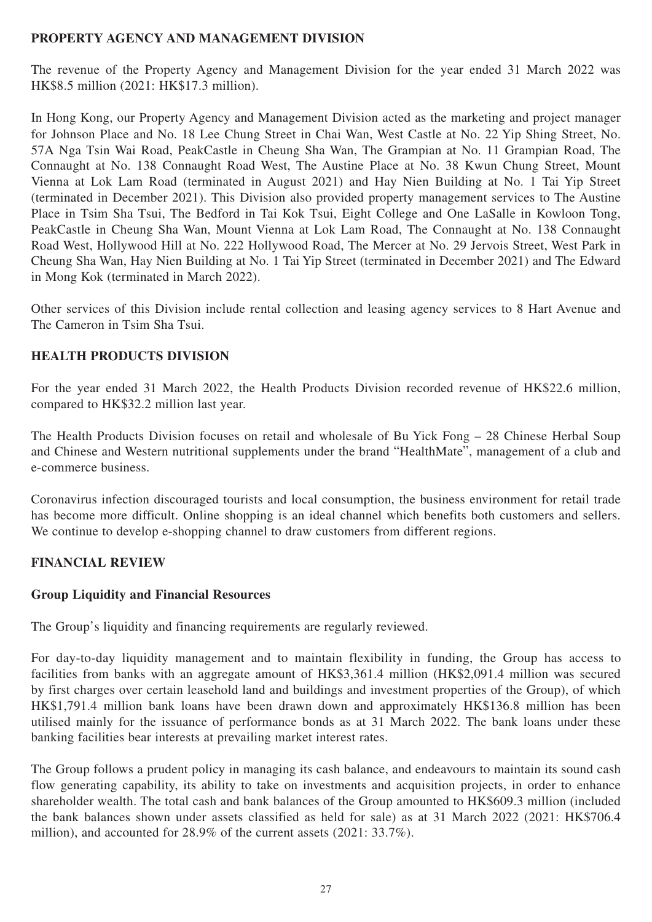## PROPERTY AGENCY AND MANAGEMENT DIVISION

The revenue of the Property Agency and Management Division for the year ended 31 March 2022 was HK$8.5 million (2021: HK$17.3 million).

In Hong Kong, our Property Agency and Management Division acted as the marketing and project manager for Johnson Place and No. 18 Lee Chung Street in Chai Wan, West Castle at No. 22 Yip Shing Street, No. 57A Nga Tsin Wai Road, PeakCastle in Cheung Sha Wan, The Grampian at No. 11 Grampian Road, The Connaught at No. 138 Connaught Road West, The Austine Place at No. 38 Kwun Chung Street, Mount Vienna at Lok Lam Road (terminated in August 2021) and Hay Nien Building at No. 1 Tai Yip Street (terminated in December 2021). This Division also provided property management services to The Austine Place in Tsim Sha Tsui, The Bedford in Tai Kok Tsui, Eight College and One LaSalle in Kowloon Tong, PeakCastle in Cheung Sha Wan, Mount Vienna at Lok Lam Road, The Connaught at No. 138 Connaught Road West, Hollywood Hill at No. 222 Hollywood Road, The Mercer at No. 29 Jervois Street, West Park in Cheung Sha Wan, Hay Nien Building at No. 1 Tai Yip Street (terminated in December 2021) and The Edward in Mong Kok (terminated in March 2022).

Other services of this Division include rental collection and leasing agency services to 8 Hart Avenue and The Cameron in Tsim Sha Tsui.

## HEALTH PRODUCTS DIVISION

For the year ended 31 March 2022, the Health Products Division recorded revenue of HK$22.6 million, compared to HK$32.2 million last year.

The Health Products Division focuses on retail and wholesale of Bu Yick Fong – 28 Chinese Herbal Soup and Chinese and Western nutritional supplements under the brand "HealthMate", management of a club and e-commerce business.

Coronavirus infection discouraged tourists and local consumption, the business environment for retail trade has become more difficult. Online shopping is an ideal channel which benefits both customers and sellers. We continue to develop e-shopping channel to draw customers from different regions.

## FINANCIAL REVIEW

### Group Liquidity and Financial Resources

The Group's liquidity and financing requirements are regularly reviewed.

For day-to-day liquidity management and to maintain flexibility in funding, the Group has access to facilities from banks with an aggregate amount of HK$3,361.4 million (HK$2,091.4 million was secured by first charges over certain leasehold land and buildings and investment properties of the Group), of which HK$1,791.4 million bank loans have been drawn down and approximately HK$136.8 million has been utilised mainly for the issuance of performance bonds as at 31 March 2022. The bank loans under these banking facilities bear interests at prevailing market interest rates.

The Group follows a prudent policy in managing its cash balance, and endeavours to maintain its sound cash flow generating capability, its ability to take on investments and acquisition projects, in order to enhance shareholder wealth. The total cash and bank balances of the Group amounted to HK$609.3 million (included the bank balances shown under assets classified as held for sale) as at 31 March 2022 (2021: HK$706.4 million), and accounted for 28.9% of the current assets (2021: 33.7%).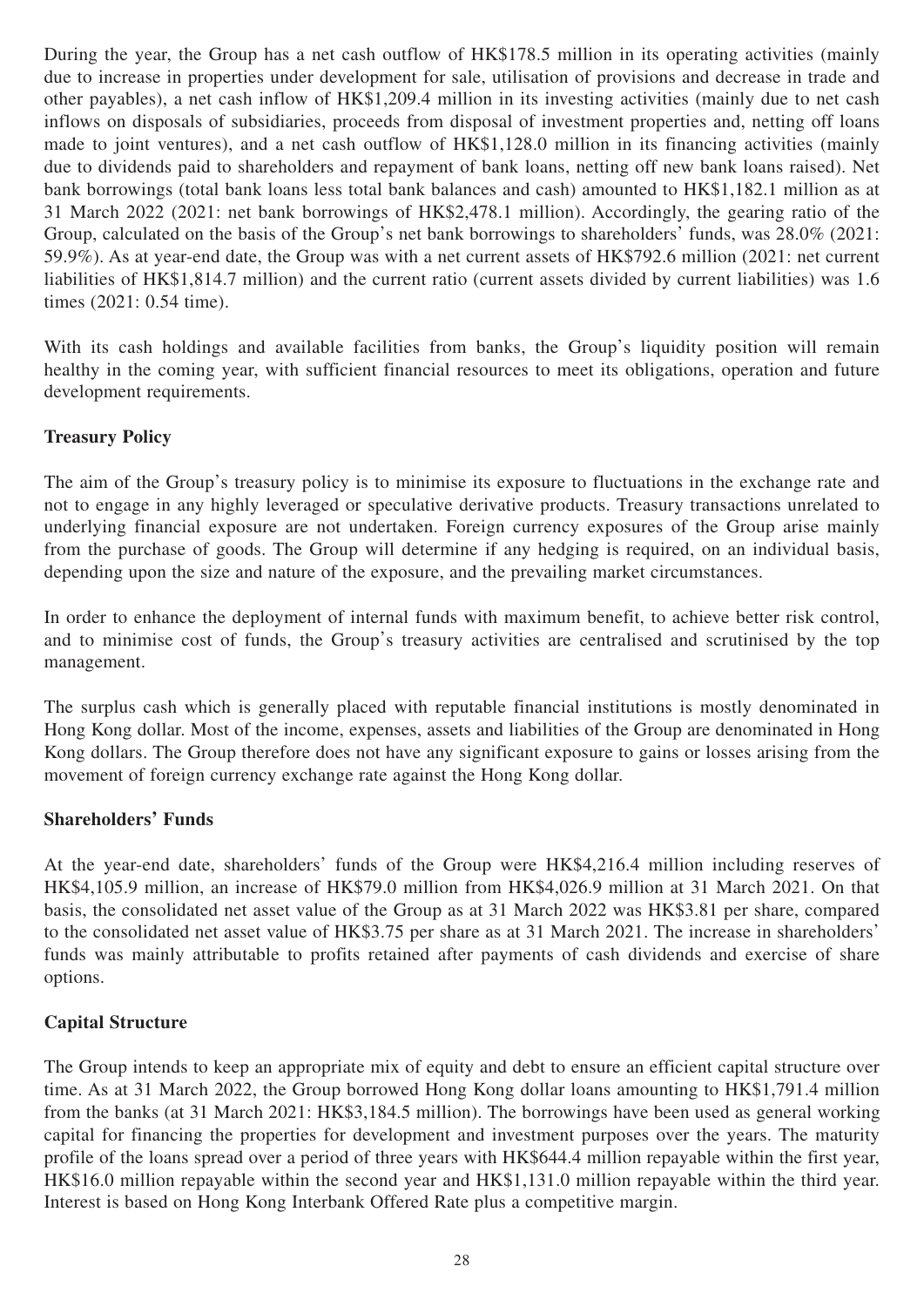During the year, the Group has a net cash outflow of HK$178.5 million in its operating activities (mainly due to increase in properties under development for sale, utilisation of provisions and decrease in trade and other payables), a net cash inflow of HK$1,209.4 million in its investing activities (mainly due to net cash inflows on disposals of subsidiaries, proceeds from disposal of investment properties and, netting off loans made to joint ventures), and a net cash outflow of HK$1,128.0 million in its financing activities (mainly due to dividends paid to shareholders and repayment of bank loans, netting off new bank loans raised). Net bank borrowings (total bank loans less total bank balances and cash) amounted to HK$1,182.1 million as at 31 March 2022 (2021: net bank borrowings of HK$2,478.1 million). Accordingly, the gearing ratio of the Group, calculated on the basis of the Group's net bank borrowings to shareholders' funds, was 28.0% (2021: 59.9%). As at year-end date, the Group was with a net current assets of HK$792.6 million (2021: net current liabilities of HK$1,814.7 million) and the current ratio (current assets divided by current liabilities) was 1.6 times (2021: 0.54 time).

With its cash holdings and available facilities from banks, the Group's liquidity position will remain healthy in the coming year, with sufficient financial resources to meet its obligations, operation and future development requirements.

**Treasury Policy**

The aim of the Group's treasury policy is to minimise its exposure to fluctuations in the exchange rate and not to engage in any highly leveraged or speculative derivative products. Treasury transactions unrelated to underlying financial exposure are not undertaken. Foreign currency exposures of the Group arise mainly from the purchase of goods. The Group will determine if any hedging is required, on an individual basis, depending upon the size and nature of the exposure, and the prevailing market circumstances.

In order to enhance the deployment of internal funds with maximum benefit, to achieve better risk control, and to minimise cost of funds, the Group's treasury activities are centralised and scrutinised by the top management.

The surplus cash which is generally placed with reputable financial institutions is mostly denominated in Hong Kong dollar. Most of the income, expenses, assets and liabilities of the Group are denominated in Hong Kong dollars. The Group therefore does not have any significant exposure to gains or losses arising from the movement of foreign currency exchange rate against the Hong Kong dollar.

**Shareholders' Funds**

At the year-end date, shareholders' funds of the Group were HK$4,216.4 million including reserves of HK$4,105.9 million, an increase of HK$79.0 million from HK$4,026.9 million at 31 March 2021. On that basis, the consolidated net asset value of the Group as at 31 March 2022 was HK$3.81 per share, compared to the consolidated net asset value of HK$3.75 per share as at 31 March 2021. The increase in shareholders' funds was mainly attributable to profits retained after payments of cash dividends and exercise of share options.

**Capital Structure**

The Group intends to keep an appropriate mix of equity and debt to ensure an efficient capital structure over time. As at 31 March 2022, the Group borrowed Hong Kong dollar loans amounting to HK$1,791.4 million from the banks (at 31 March 2021: HK$3,184.5 million). The borrowings have been used as general working capital for financing the properties for development and investment purposes over the years. The maturity profile of the loans spread over a period of three years with HK$644.4 million repayable within the first year, HK$16.0 million repayable within the second year and HK$1,131.0 million repayable within the third year. Interest is based on Hong Kong Interbank Offered Rate plus a competitive margin.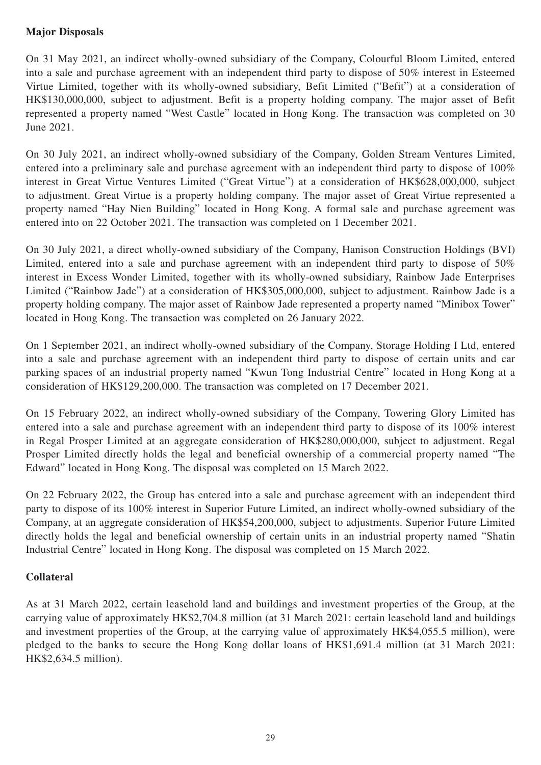**Major Disposals**

On 31 May 2021, an indirect wholly-owned subsidiary of the Company, Colourful Bloom Limited, entered into a sale and purchase agreement with an independent third party to dispose of 50% interest in Esteemed Virtue Limited, together with its wholly-owned subsidiary, Befit Limited ("Befit") at a consideration of HK$130,000,000, subject to adjustment. Befit is a property holding company. The major asset of Befit represented a property named "West Castle" located in Hong Kong. The transaction was completed on 30 June 2021.

On 30 July 2021, an indirect wholly-owned subsidiary of the Company, Golden Stream Ventures Limited, entered into a preliminary sale and purchase agreement with an independent third party to dispose of 100% interest in Great Virtue Ventures Limited ("Great Virtue") at a consideration of HK$628,000,000, subject to adjustment. Great Virtue is a property holding company. The major asset of Great Virtue represented a property named "Hay Nien Building" located in Hong Kong. A formal sale and purchase agreement was entered into on 22 October 2021. The transaction was completed on 1 December 2021.

On 30 July 2021, a direct wholly-owned subsidiary of the Company, Hanison Construction Holdings (BVI) Limited, entered into a sale and purchase agreement with an independent third party to dispose of 50% interest in Excess Wonder Limited, together with its wholly-owned subsidiary, Rainbow Jade Enterprises Limited ("Rainbow Jade") at a consideration of HK$305,000,000, subject to adjustment. Rainbow Jade is a property holding company. The major asset of Rainbow Jade represented a property named "Minibox Tower" located in Hong Kong. The transaction was completed on 26 January 2022.

On 1 September 2021, an indirect wholly-owned subsidiary of the Company, Storage Holding I Ltd, entered into a sale and purchase agreement with an independent third party to dispose of certain units and car parking spaces of an industrial property named "Kwun Tong Industrial Centre" located in Hong Kong at a consideration of HK$129,200,000. The transaction was completed on 17 December 2021.

On 15 February 2022, an indirect wholly-owned subsidiary of the Company, Towering Glory Limited has entered into a sale and purchase agreement with an independent third party to dispose of its 100% interest in Regal Prosper Limited at an aggregate consideration of HK$280,000,000, subject to adjustment. Regal Prosper Limited directly holds the legal and beneficial ownership of a commercial property named "The Edward" located in Hong Kong. The disposal was completed on 15 March 2022.

On 22 February 2022, the Group has entered into a sale and purchase agreement with an independent third party to dispose of its 100% interest in Superior Future Limited, an indirect wholly-owned subsidiary of the Company, at an aggregate consideration of HK$54,200,000, subject to adjustments. Superior Future Limited directly holds the legal and beneficial ownership of certain units in an industrial property named "Shatin Industrial Centre" located in Hong Kong. The disposal was completed on 15 March 2022.

**Collateral**

As at 31 March 2022, certain leasehold land and buildings and investment properties of the Group, at the carrying value of approximately HK$2,704.8 million (at 31 March 2021: certain leasehold land and buildings and investment properties of the Group, at the carrying value of approximately HK$4,055.5 million), were pledged to the banks to secure the Hong Kong dollar loans of HK$1,691.4 million (at 31 March 2021: HK$2,634.5 million).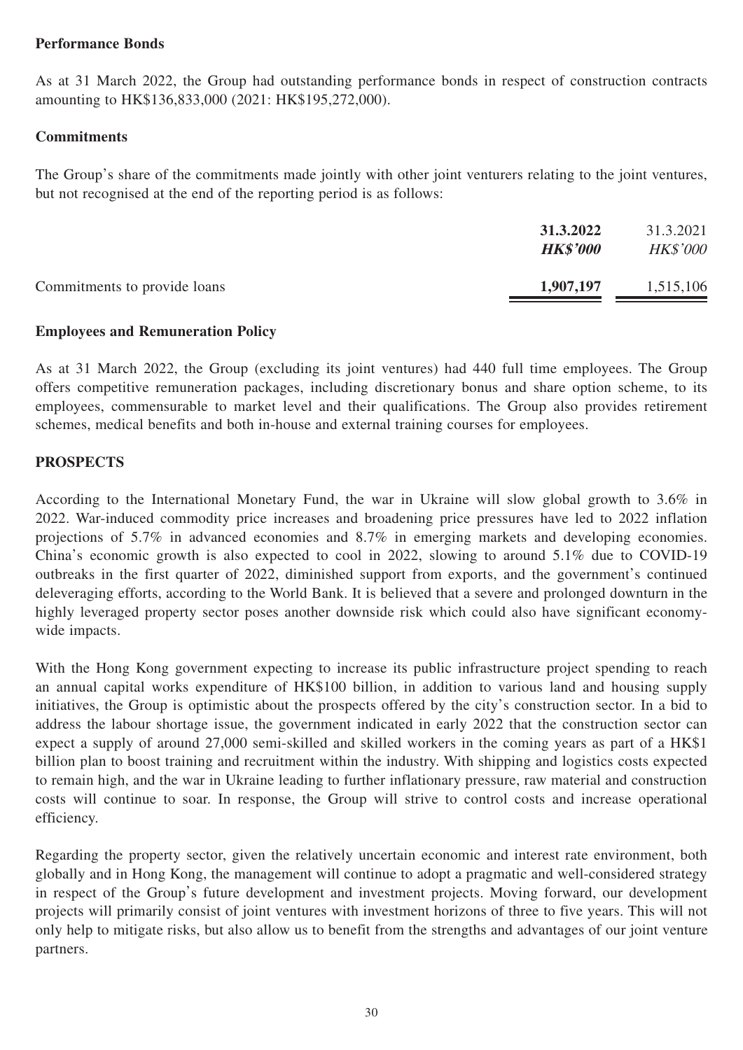**Performance Bonds**

As at 31 March 2022, the Group had outstanding performance bonds in respect of construction contracts amounting to HK$136,833,000 (2021: HK$195,272,000).

**Commitments**

The Group's share of the commitments made jointly with other joint venturers relating to the joint ventures, but not recognised at the end of the reporting period is as follows:

| | **31.3.2022** | 31.3.2021 |
|---|---|---|
| | ***HK$'000*** | *HK$'000* |
| Commitments to provide loans | **1,907,197** | 1,515,106 |

**Employees and Remuneration Policy**

As at 31 March 2022, the Group (excluding its joint ventures) had 440 full time employees. The Group offers competitive remuneration packages, including discretionary bonus and share option scheme, to its employees, commensurable to market level and their qualifications. The Group also provides retirement schemes, medical benefits and both in-house and external training courses for employees.

**PROSPECTS**

According to the International Monetary Fund, the war in Ukraine will slow global growth to 3.6% in 2022. War-induced commodity price increases and broadening price pressures have led to 2022 inflation projections of 5.7% in advanced economies and 8.7% in emerging markets and developing economies. China's economic growth is also expected to cool in 2022, slowing to around 5.1% due to COVID-19 outbreaks in the first quarter of 2022, diminished support from exports, and the government's continued deleveraging efforts, according to the World Bank. It is believed that a severe and prolonged downturn in the highly leveraged property sector poses another downside risk which could also have significant economy-wide impacts.

With the Hong Kong government expecting to increase its public infrastructure project spending to reach an annual capital works expenditure of HK$100 billion, in addition to various land and housing supply initiatives, the Group is optimistic about the prospects offered by the city's construction sector. In a bid to address the labour shortage issue, the government indicated in early 2022 that the construction sector can expect a supply of around 27,000 semi-skilled and skilled workers in the coming years as part of a HK$1 billion plan to boost training and recruitment within the industry. With shipping and logistics costs expected to remain high, and the war in Ukraine leading to further inflationary pressure, raw material and construction costs will continue to soar. In response, the Group will strive to control costs and increase operational efficiency.

Regarding the property sector, given the relatively uncertain economic and interest rate environment, both globally and in Hong Kong, the management will continue to adopt a pragmatic and well-considered strategy in respect of the Group's future development and investment projects. Moving forward, our development projects will primarily consist of joint ventures with investment horizons of three to five years. This will not only help to mitigate risks, but also allow us to benefit from the strengths and advantages of our joint venture partners.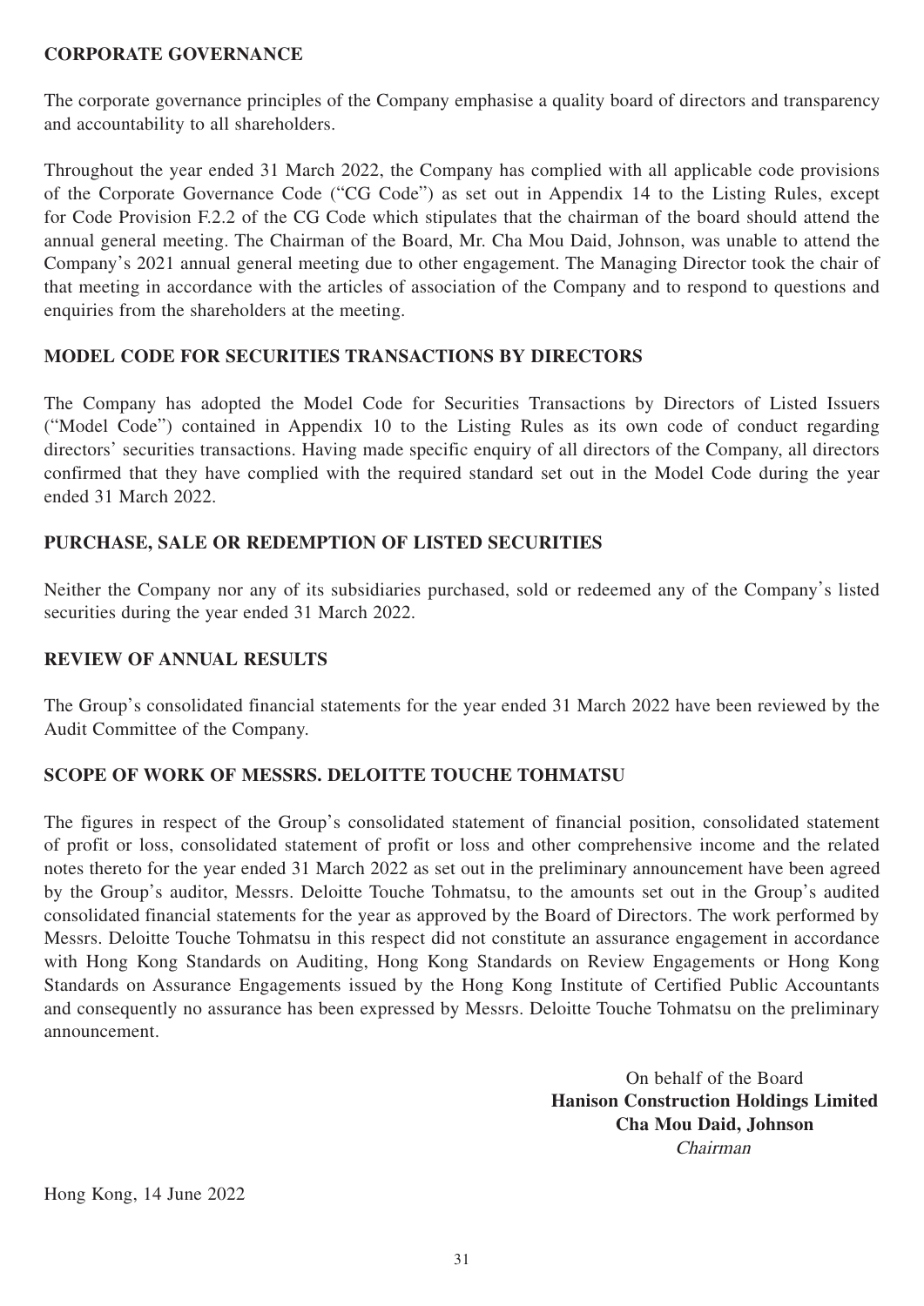## CORPORATE GOVERNANCE

The corporate governance principles of the Company emphasise a quality board of directors and transparency and accountability to all shareholders.

Throughout the year ended 31 March 2022, the Company has complied with all applicable code provisions of the Corporate Governance Code ("CG Code") as set out in Appendix 14 to the Listing Rules, except for Code Provision F.2.2 of the CG Code which stipulates that the chairman of the board should attend the annual general meeting. The Chairman of the Board, Mr. Cha Mou Daid, Johnson, was unable to attend the Company's 2021 annual general meeting due to other engagement. The Managing Director took the chair of that meeting in accordance with the articles of association of the Company and to respond to questions and enquiries from the shareholders at the meeting.

## MODEL CODE FOR SECURITIES TRANSACTIONS BY DIRECTORS

The Company has adopted the Model Code for Securities Transactions by Directors of Listed Issuers ("Model Code") contained in Appendix 10 to the Listing Rules as its own code of conduct regarding directors' securities transactions. Having made specific enquiry of all directors of the Company, all directors confirmed that they have complied with the required standard set out in the Model Code during the year ended 31 March 2022.

## PURCHASE, SALE OR REDEMPTION OF LISTED SECURITIES

Neither the Company nor any of its subsidiaries purchased, sold or redeemed any of the Company's listed securities during the year ended 31 March 2022.

## REVIEW OF ANNUAL RESULTS

The Group's consolidated financial statements for the year ended 31 March 2022 have been reviewed by the Audit Committee of the Company.

## SCOPE OF WORK OF MESSRS. DELOITTE TOUCHE TOHMATSU

The figures in respect of the Group's consolidated statement of financial position, consolidated statement of profit or loss, consolidated statement of profit or loss and other comprehensive income and the related notes thereto for the year ended 31 March 2022 as set out in the preliminary announcement have been agreed by the Group's auditor, Messrs. Deloitte Touche Tohmatsu, to the amounts set out in the Group's audited consolidated financial statements for the year as approved by the Board of Directors. The work performed by Messrs. Deloitte Touche Tohmatsu in this respect did not constitute an assurance engagement in accordance with Hong Kong Standards on Auditing, Hong Kong Standards on Review Engagements or Hong Kong Standards on Assurance Engagements issued by the Hong Kong Institute of Certified Public Accountants and consequently no assurance has been expressed by Messrs. Deloitte Touche Tohmatsu on the preliminary announcement.

On behalf of the Board
**Hanison Construction Holdings Limited**
**Cha Mou Daid, Johnson**
*Chairman*

Hong Kong, 14 June 2022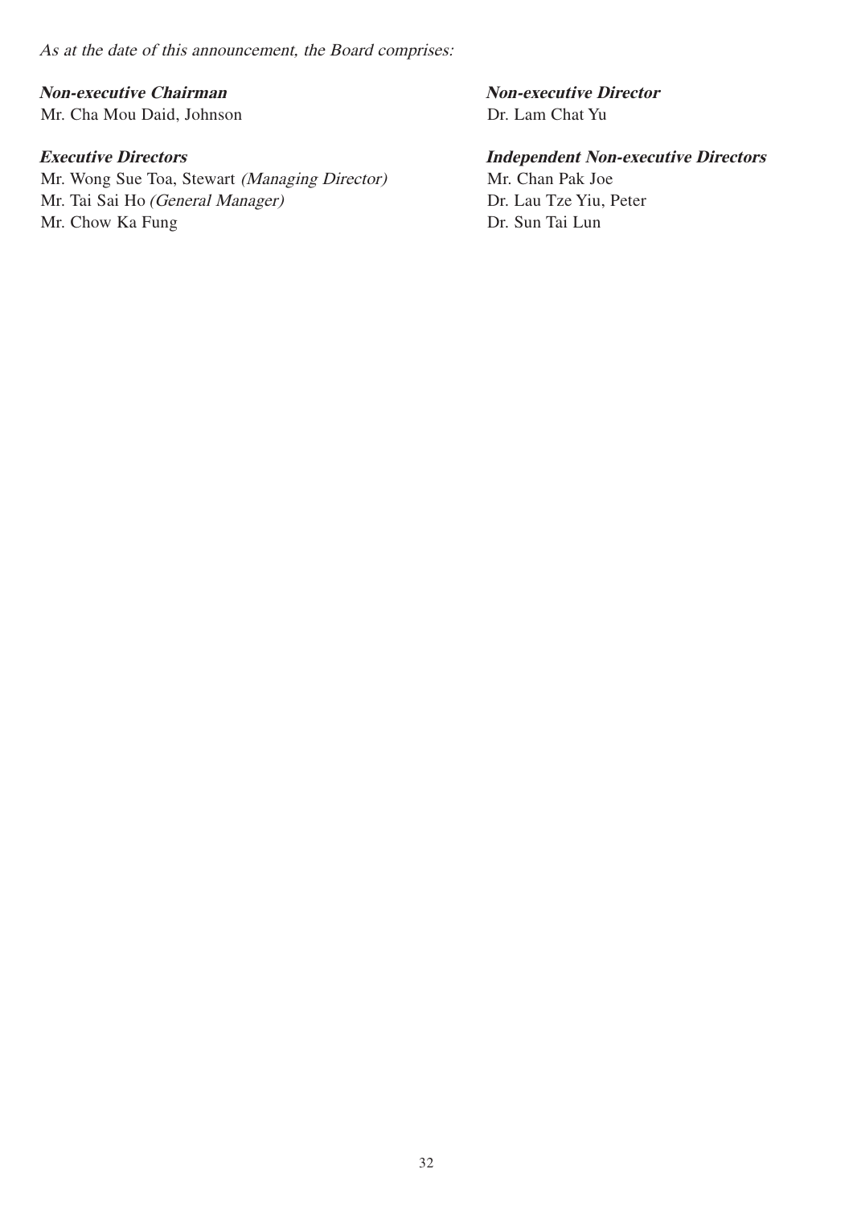*As at the date of this announcement, the Board comprises:*

***Non-executive Chairman***
Mr. Cha Mou Daid, Johnson

***Executive Directors***
Mr. Wong Sue Toa, Stewart *(Managing Director)*
Mr. Tai Sai Ho *(General Manager)*
Mr. Chow Ka Fung

***Non-executive Director***
Dr. Lam Chat Yu

***Independent Non-executive Directors***
Mr. Chan Pak Joe
Dr. Lau Tze Yiu, Peter
Dr. Sun Tai Lun